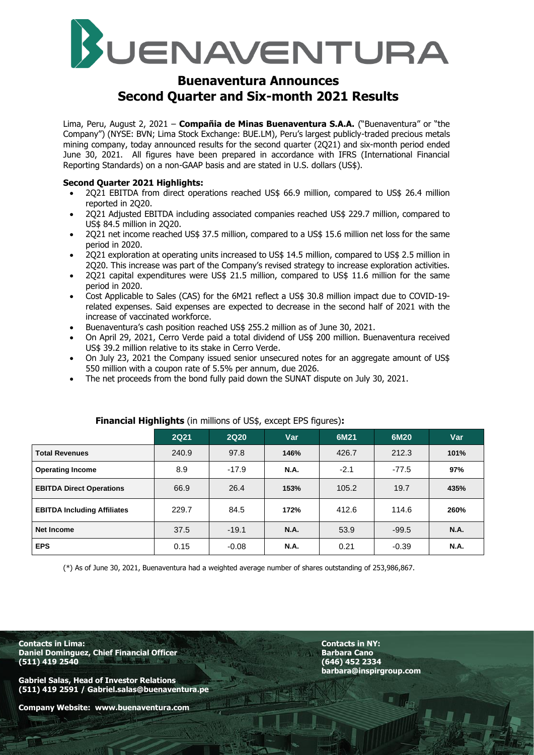# Buenaventura Announces Second Quarter and Six-month 2021 Results

Lima, Peru, August 2, 2021 – **Compañia de Minas Buenaventura S.A.A.** ("Buenaventura" or "the Company") (NYSE: BVN; Lima Stock Exchange: BUE.LM), Peru's largest publicly-traded precious metals mining company, today announced results for the second quarter (2Q21) and six-month period ended June 30, 2021. All figures have been prepared in accordance with IFRS (International Financial Reporting Standards) on a non-GAAP basis and are stated in U.S. dollars (US$).

**Second Quarter 2021 Highlights:**

- 2Q21 EBITDA from direct operations reached US$ 66.9 million, compared to US$ 26.4 million reported in 2Q20.
- 2Q21 Adjusted EBITDA including associated companies reached US$ 229.7 million, compared to US$ 84.5 million in 2Q20.
- 2Q21 net income reached US$ 37.5 million, compared to a US$ 15.6 million net loss for the same period in 2020.
- 2Q21 exploration at operating units increased to US$ 14.5 million, compared to US$ 2.5 million in 2Q20. This increase was part of the Company's revised strategy to increase exploration activities.
- 2Q21 capital expenditures were US$ 21.5 million, compared to US$ 11.6 million for the same period in 2020.
- Cost Applicable to Sales (CAS) for the 6M21 reflect a US$ 30.8 million impact due to COVID-19-related expenses. Said expenses are expected to decrease in the second half of 2021 with the increase of vaccinated workforce.
- Buenaventura's cash position reached US$ 255.2 million as of June 30, 2021.
- On April 29, 2021, Cerro Verde paid a total dividend of US$ 200 million. Buenaventura received US$ 39.2 million relative to its stake in Cerro Verde.
- On July 23, 2021 the Company issued senior unsecured notes for an aggregate amount of US$ 550 million with a coupon rate of 5.5% per annum, due 2026.
- The net proceeds from the bond fully paid down the SUNAT dispute on July 30, 2021.

**Financial Highlights** (in millions of US$, except EPS figures)**:**

| | 2Q21 | 2Q20 | Var | 6M21 | 6M20 | Var |
|---|---|---|---|---|---|---|
| **Total Revenues** | 240.9 | 97.8 | **146%** | 426.7 | 212.3 | **101%** |
| **Operating Income** | 8.9 | -17.9 | **N.A.** | -2.1 | -77.5 | **97%** |
| **EBITDA Direct Operations** | 66.9 | 26.4 | **153%** | 105.2 | 19.7 | **435%** |
| **EBITDA Including Affiliates** | 229.7 | 84.5 | **172%** | 412.6 | 114.6 | **260%** |
| **Net Income** | 37.5 | -19.1 | **N.A.** | 53.9 | -99.5 | **N.A.** |
| **EPS** | 0.15 | -0.08 | **N.A.** | 0.21 | -0.39 | **N.A.** |

(*) As of June 30, 2021, Buenaventura had a weighted average number of shares outstanding of 253,986,867.

**Contacts in Lima:**
**Daniel Dominguez, Chief Financial Officer**
**(511) 419 2540**

**Gabriel Salas, Head of Investor Relations**
**(511) 419 2591 / Gabriel.salas@buenaventura.pe**

**Company Website: www.buenaventura.com**

**Contacts in NY:**
**Barbara Cano**
**(646) 452 2334**
**barbara@inspirgroup.com**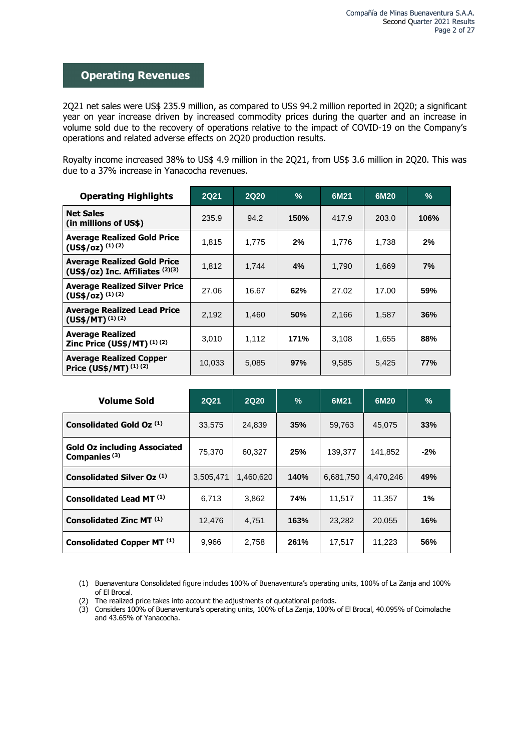## Operating Revenues

2Q21 net sales were US$ 235.9 million, as compared to US$ 94.2 million reported in 2Q20; a significant year on year increase driven by increased commodity prices during the quarter and an increase in volume sold due to the recovery of operations relative to the impact of COVID-19 on the Company's operations and related adverse effects on 2Q20 production results.

Royalty income increased 38% to US$ 4.9 million in the 2Q21, from US$ 3.6 million in 2Q20. This was due to a 37% increase in Yanacocha revenues.

| Operating Highlights | 2Q21 | 2Q20 | % | 6M21 | 6M20 | % |
|---|---|---|---|---|---|---|
| **Net Sales (in millions of US$)** | 235.9 | 94.2 | **150%** | 417.9 | 203.0 | **106%** |
| **Average Realized Gold Price (US$/oz) (1) (2)** | 1,815 | 1,775 | **2%** | 1,776 | 1,738 | **2%** |
| **Average Realized Gold Price (US$/oz) Inc. Affiliates (2)(3)** | 1,812 | 1,744 | **4%** | 1,790 | 1,669 | **7%** |
| **Average Realized Silver Price (US$/oz) (1) (2)** | 27.06 | 16.67 | **62%** | 27.02 | 17.00 | **59%** |
| **Average Realized Lead Price (US$/MT) (1) (2)** | 2,192 | 1,460 | **50%** | 2,166 | 1,587 | **36%** |
| **Average Realized Zinc Price (US$/MT) (1) (2)** | 3,010 | 1,112 | **171%** | 3,108 | 1,655 | **88%** |
| **Average Realized Copper Price (US$/MT) (1) (2)** | 10,033 | 5,085 | **97%** | 9,585 | 5,425 | **77%** |

| Volume Sold | 2Q21 | 2Q20 | % | 6M21 | 6M20 | % |
|---|---|---|---|---|---|---|
| **Consolidated Gold Oz (1)** | 33,575 | 24,839 | **35%** | 59,763 | 45,075 | **33%** |
| **Gold Oz including Associated Companies (3)** | 75,370 | 60,327 | **25%** | 139,377 | 141,852 | **-2%** |
| **Consolidated Silver Oz (1)** | 3,505,471 | 1,460,620 | **140%** | 6,681,750 | 4,470,246 | **49%** |
| **Consolidated Lead MT (1)** | 6,713 | 3,862 | **74%** | 11,517 | 11,357 | **1%** |
| **Consolidated Zinc MT (1)** | 12,476 | 4,751 | **163%** | 23,282 | 20,055 | **16%** |
| **Consolidated Copper MT (1)** | 9,966 | 2,758 | **261%** | 17,517 | 11,223 | **56%** |

(1) Buenaventura Consolidated figure includes 100% of Buenaventura's operating units, 100% of La Zanja and 100% of El Brocal.
(2) The realized price takes into account the adjustments of quotational periods.
(3) Considers 100% of Buenaventura's operating units, 100% of La Zanja, 100% of El Brocal, 40.095% of Coimolache and 43.65% of Yanacocha.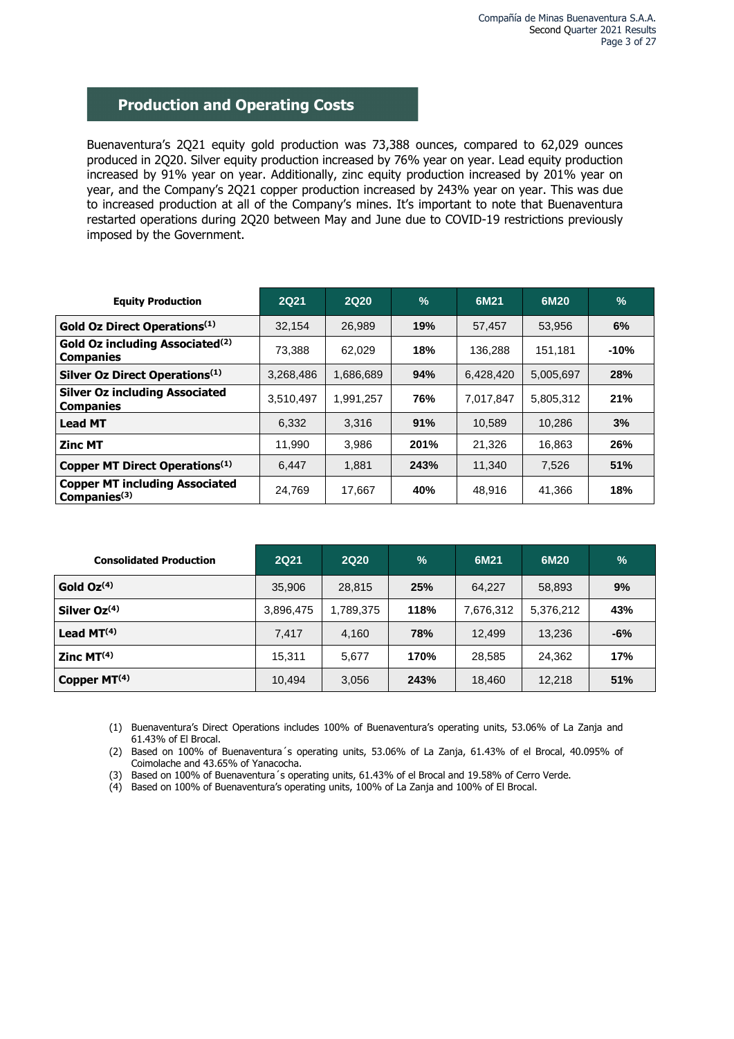## Production and Operating Costs

Buenaventura's 2Q21 equity gold production was 73,388 ounces, compared to 62,029 ounces produced in 2Q20. Silver equity production increased by 76% year on year. Lead equity production increased by 91% year on year. Additionally, zinc equity production increased by 201% year on year, and the Company's 2Q21 copper production increased by 243% year on year. This was due to increased production at all of the Company's mines. It's important to note that Buenaventura restarted operations during 2Q20 between May and June due to COVID-19 restrictions previously imposed by the Government.

| Equity Production | 2Q21 | 2Q20 | % | 6M21 | 6M20 | % |
|---|---|---|---|---|---|---|
| **Gold Oz Direct Operations[1]** | 32,154 | 26,989 | **19%** | 57,457 | 53,956 | **6%** |
| **Gold Oz including Associated[2] Companies** | 73,388 | 62,029 | **18%** | 136,288 | 151,181 | **-10%** |
| **Silver Oz Direct Operations[1]** | 3,268,486 | 1,686,689 | **94%** | 6,428,420 | 5,005,697 | **28%** |
| **Silver Oz including Associated Companies** | 3,510,497 | 1,991,257 | **76%** | 7,017,847 | 5,805,312 | **21%** |
| **Lead MT** | 6,332 | 3,316 | **91%** | 10,589 | 10,286 | **3%** |
| **Zinc MT** | 11,990 | 3,986 | **201%** | 21,326 | 16,863 | **26%** |
| **Copper MT Direct Operations[1]** | 6,447 | 1,881 | **243%** | 11,340 | 7,526 | **51%** |
| **Copper MT including Associated Companies[3]** | 24,769 | 17,667 | **40%** | 48,916 | 41,366 | **18%** |

| Consolidated Production | 2Q21 | 2Q20 | % | 6M21 | 6M20 | % |
|---|---|---|---|---|---|---|
| **Gold Oz[4]** | 35,906 | 28,815 | **25%** | 64,227 | 58,893 | **9%** |
| **Silver Oz[4]** | 3,896,475 | 1,789,375 | **118%** | 7,676,312 | 5,376,212 | **43%** |
| **Lead MT[4]** | 7,417 | 4,160 | **78%** | 12,499 | 13,236 | **-6%** |
| **Zinc MT[4]** | 15,311 | 5,677 | **170%** | 28,585 | 24,362 | **17%** |
| **Copper MT[4]** | 10,494 | 3,056 | **243%** | 18,460 | 12,218 | **51%** |

(1) Buenaventura's Direct Operations includes 100% of Buenaventura's operating units, 53.06% of La Zanja and 61.43% of El Brocal.

(2) Based on 100% of Buenaventura´s operating units, 53.06% of La Zanja, 61.43% of el Brocal, 40.095% of Coimolache and 43.65% of Yanacocha.

(3) Based on 100% of Buenaventura´s operating units, 61.43% of el Brocal and 19.58% of Cerro Verde.

(4) Based on 100% of Buenaventura's operating units, 100% of La Zanja and 100% of El Brocal.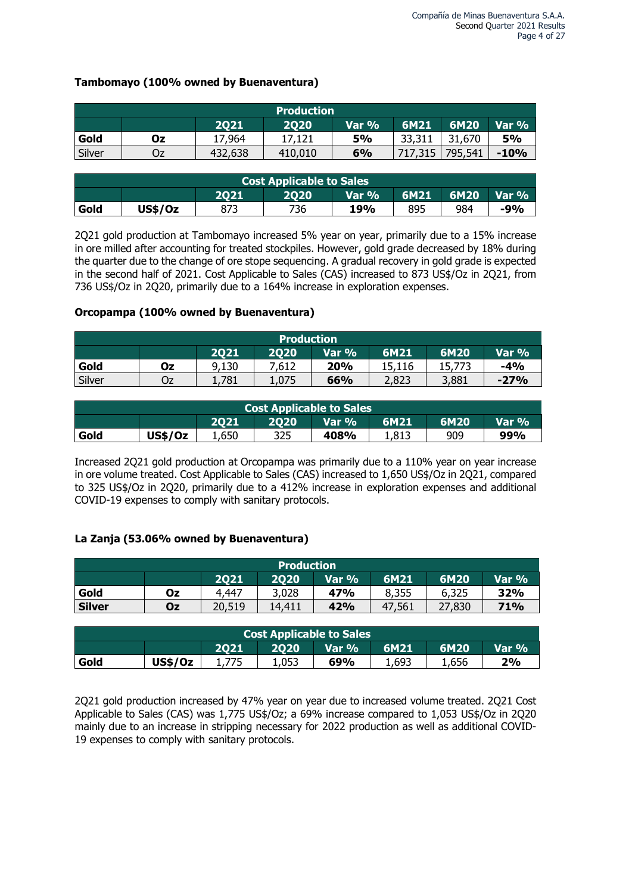### Tambomayo (100% owned by Buenaventura)

| Production | | | | | | | |
|---|---|---|---|---|---|---|---|
| | | 2Q21 | 2Q20 | Var % | 6M21 | 6M20 | Var % |
| **Gold** | **Oz** | 17,964 | 17,121 | **5%** | 33,311 | 31,670 | **5%** |
| Silver | Oz | 432,638 | 410,010 | **6%** | 717,315 | 795,541 | **-10%** |

| Cost Applicable to Sales | | | | | | | |
|---|---|---|---|---|---|---|---|
| | | 2Q21 | 2Q20 | Var % | 6M21 | 6M20 | Var % |
| **Gold** | **US$/Oz** | 873 | 736 | **19%** | 895 | 984 | **-9%** |

2Q21 gold production at Tambomayo increased 5% year on year, primarily due to a 15% increase in ore milled after accounting for treated stockpiles. However, gold grade decreased by 18% during the quarter due to the change of ore stope sequencing. A gradual recovery in gold grade is expected in the second half of 2021. Cost Applicable to Sales (CAS) increased to 873 US$/Oz in 2Q21, from 736 US$/Oz in 2Q20, primarily due to a 164% increase in exploration expenses.

### Orcopampa (100% owned by Buenaventura)

| Production | | | | | | | |
|---|---|---|---|---|---|---|---|
| | | 2Q21 | 2Q20 | Var % | 6M21 | 6M20 | Var % |
| **Gold** | **Oz** | 9,130 | 7,612 | **20%** | 15,116 | 15,773 | **-4%** |
| Silver | Oz | 1,781 | 1,075 | **66%** | 2,823 | 3,881 | **-27%** |

| Cost Applicable to Sales | | | | | | | |
|---|---|---|---|---|---|---|---|
| | | 2Q21 | 2Q20 | Var % | 6M21 | 6M20 | Var % |
| **Gold** | **US$/Oz** | 1,650 | 325 | **408%** | 1,813 | 909 | **99%** |

Increased 2Q21 gold production at Orcopampa was primarily due to a 110% year on year increase in ore volume treated. Cost Applicable to Sales (CAS) increased to 1,650 US$/Oz in 2Q21, compared to 325 US$/Oz in 2Q20, primarily due to a 412% increase in exploration expenses and additional COVID-19 expenses to comply with sanitary protocols.

### La Zanja (53.06% owned by Buenaventura)

| Production | | | | | | | |
|---|---|---|---|---|---|---|---|
| | | 2Q21 | 2Q20 | Var % | 6M21 | 6M20 | Var % |
| **Gold** | **Oz** | 4,447 | 3,028 | **47%** | 8,355 | 6,325 | **32%** |
| **Silver** | **Oz** | 20,519 | 14,411 | **42%** | 47,561 | 27,830 | **71%** |

| Cost Applicable to Sales | | | | | | | |
|---|---|---|---|---|---|---|---|
| | | 2Q21 | 2Q20 | Var % | 6M21 | 6M20 | Var % |
| **Gold** | **US$/Oz** | 1,775 | 1,053 | **69%** | 1,693 | 1,656 | **2%** |

2Q21 gold production increased by 47% year on year due to increased volume treated. 2Q21 Cost Applicable to Sales (CAS) was 1,775 US$/Oz; a 69% increase compared to 1,053 US$/Oz in 2Q20 mainly due to an increase in stripping necessary for 2022 production as well as additional COVID-19 expenses to comply with sanitary protocols.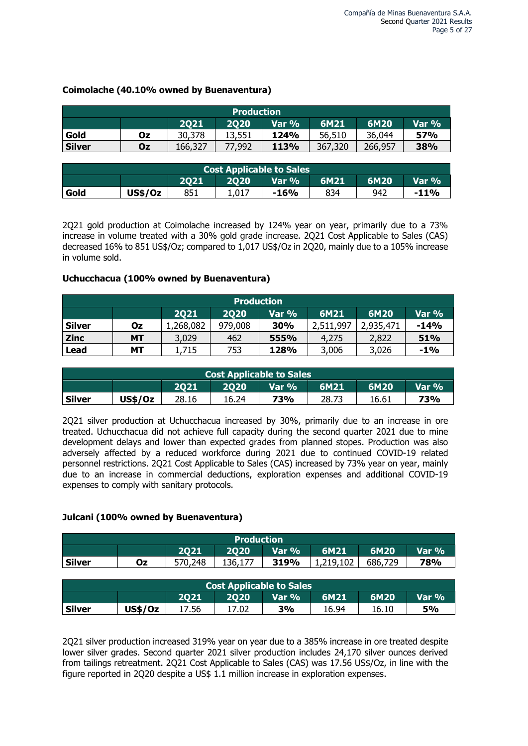**Coimolache (40.10% owned by Buenaventura)**

| Production | | | | | | | |
|---|---|---|---|---|---|---|---|
| | | 2Q21 | 2Q20 | Var % | 6M21 | 6M20 | Var % |
| **Gold** | **Oz** | 30,378 | 13,551 | **124%** | 56,510 | 36,044 | **57%** |
| **Silver** | **Oz** | 166,327 | 77,992 | **113%** | 367,320 | 266,957 | **38%** |

| Cost Applicable to Sales | | | | | | | |
|---|---|---|---|---|---|---|---|
| | | 2Q21 | 2Q20 | Var % | 6M21 | 6M20 | Var % |
| **Gold** | **US$/Oz** | 851 | 1,017 | **-16%** | 834 | 942 | **-11%** |

2Q21 gold production at Coimolache increased by 124% year on year, primarily due to a 73% increase in volume treated with a 30% gold grade increase. 2Q21 Cost Applicable to Sales (CAS) decreased 16% to 851 US$/Oz; compared to 1,017 US$/Oz in 2Q20, mainly due to a 105% increase in volume sold.

**Uchucchacua (100% owned by Buenaventura)**

| Production | | | | | | | |
|---|---|---|---|---|---|---|---|
| | | 2Q21 | 2Q20 | Var % | 6M21 | 6M20 | Var % |
| **Silver** | **Oz** | 1,268,082 | 979,008 | **30%** | 2,511,997 | 2,935,471 | **-14%** |
| **Zinc** | **MT** | 3,029 | 462 | **555%** | 4,275 | 2,822 | **51%** |
| **Lead** | **MT** | 1,715 | 753 | **128%** | 3,006 | 3,026 | **-1%** |

| Cost Applicable to Sales | | | | | | | |
|---|---|---|---|---|---|---|---|
| | | 2Q21 | 2Q20 | Var % | 6M21 | 6M20 | Var % |
| **Silver** | **US$/Oz** | 28.16 | 16.24 | **73%** | 28.73 | 16.61 | **73%** |

2Q21 silver production at Uchucchacua increased by 30%, primarily due to an increase in ore treated. Uchucchacua did not achieve full capacity during the second quarter 2021 due to mine development delays and lower than expected grades from planned stopes. Production was also adversely affected by a reduced workforce during 2021 due to continued COVID-19 related personnel restrictions. 2Q21 Cost Applicable to Sales (CAS) increased by 73% year on year, mainly due to an increase in commercial deductions, exploration expenses and additional COVID-19 expenses to comply with sanitary protocols.

**Julcani (100% owned by Buenaventura)**

| Production | | | | | | | |
|---|---|---|---|---|---|---|---|
| | | 2Q21 | 2Q20 | Var % | 6M21 | 6M20 | Var % |
| **Silver** | **Oz** | 570,248 | 136,177 | **319%** | 1,219,102 | 686,729 | **78%** |

| Cost Applicable to Sales | | | | | | | |
|---|---|---|---|---|---|---|---|
| | | 2Q21 | 2Q20 | Var % | 6M21 | 6M20 | Var % |
| **Silver** | **US$/Oz** | 17.56 | 17.02 | **3%** | 16.94 | 16.10 | **5%** |

2Q21 silver production increased 319% year on year due to a 385% increase in ore treated despite lower silver grades. Second quarter 2021 silver production includes 24,170 silver ounces derived from tailings retreatment. 2Q21 Cost Applicable to Sales (CAS) was 17.56 US$/Oz, in line with the figure reported in 2Q20 despite a US$ 1.1 million increase in exploration expenses.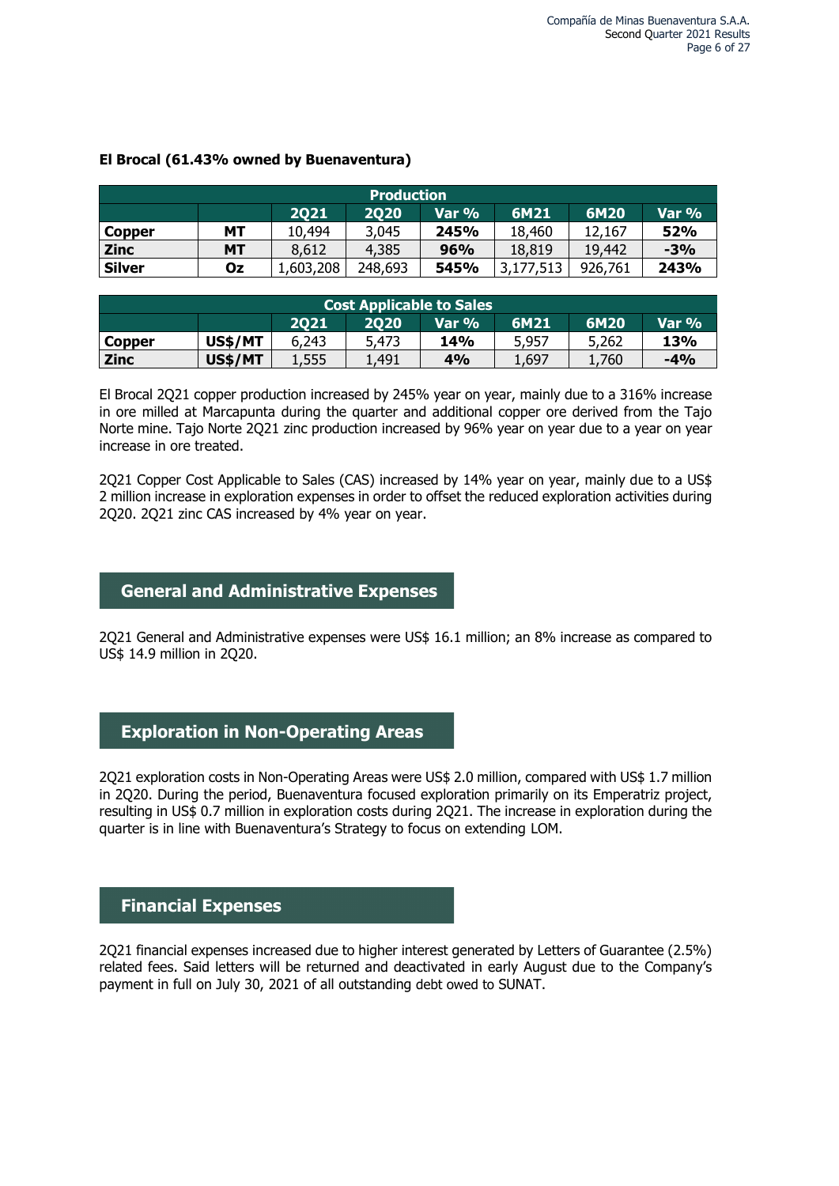**El Brocal (61.43% owned by Buenaventura)**

| Production | | | | | | | |
|---|---|---|---|---|---|---|---|
| | | 2Q21 | 2Q20 | Var % | 6M21 | 6M20 | Var % |
| **Copper** | **MT** | 10,494 | 3,045 | **245%** | 18,460 | 12,167 | **52%** |
| **Zinc** | **MT** | 8,612 | 4,385 | **96%** | 18,819 | 19,442 | **-3%** |
| **Silver** | **Oz** | 1,603,208 | 248,693 | **545%** | 3,177,513 | 926,761 | **243%** |

| Cost Applicable to Sales | | | | | | | |
|---|---|---|---|---|---|---|---|
| | | 2Q21 | 2Q20 | Var % | 6M21 | 6M20 | Var % |
| **Copper** | **US$/MT** | 6,243 | 5,473 | **14%** | 5,957 | 5,262 | **13%** |
| **Zinc** | **US$/MT** | 1,555 | 1,491 | **4%** | 1,697 | 1,760 | **-4%** |

El Brocal 2Q21 copper production increased by 245% year on year, mainly due to a 316% increase in ore milled at Marcapunta during the quarter and additional copper ore derived from the Tajo Norte mine. Tajo Norte 2Q21 zinc production increased by 96% year on year due to a year on year increase in ore treated.

2Q21 Copper Cost Applicable to Sales (CAS) increased by 14% year on year, mainly due to a US$ 2 million increase in exploration expenses in order to offset the reduced exploration activities during 2Q20. 2Q21 zinc CAS increased by 4% year on year.

## General and Administrative Expenses

2Q21 General and Administrative expenses were US$ 16.1 million; an 8% increase as compared to US$ 14.9 million in 2Q20.

## Exploration in Non-Operating Areas

2Q21 exploration costs in Non-Operating Areas were US$ 2.0 million, compared with US$ 1.7 million in 2Q20. During the period, Buenaventura focused exploration primarily on its Emperatriz project, resulting in US$ 0.7 million in exploration costs during 2Q21. The increase in exploration during the quarter is in line with Buenaventura's Strategy to focus on extending LOM.

## Financial Expenses

2Q21 financial expenses increased due to higher interest generated by Letters of Guarantee (2.5%) related fees. Said letters will be returned and deactivated in early August due to the Company's payment in full on July 30, 2021 of all outstanding debt owed to SUNAT.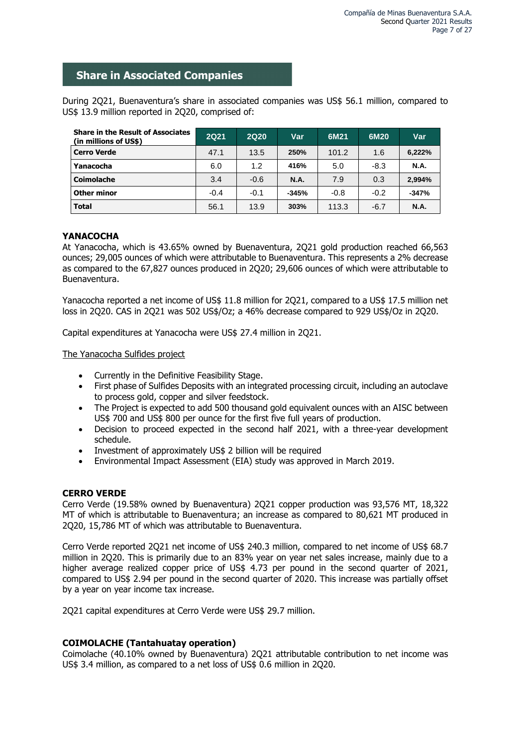## Share in Associated Companies

During 2Q21, Buenaventura's share in associated companies was US$ 56.1 million, compared to US$ 13.9 million reported in 2Q20, comprised of:

| Share in the Result of Associates (in millions of US$) | 2Q21 | 2Q20 | Var | 6M21 | 6M20 | Var |
|---|---|---|---|---|---|---|
| **Cerro Verde** | 47.1 | 13.5 | **250%** | 101.2 | 1.6 | **6,222%** |
| **Yanacocha** | 6.0 | 1.2 | **416%** | 5.0 | -8.3 | **N.A.** |
| **Coimolache** | 3.4 | -0.6 | **N.A.** | 7.9 | 0.3 | **2,994%** |
| **Other minor** | -0.4 | -0.1 | **-345%** | -0.8 | -0.2 | **-347%** |
| **Total** | 56.1 | 13.9 | **303%** | 113.3 | -6.7 | **N.A.** |

### YANACOCHA

At Yanacocha, which is 43.65% owned by Buenaventura, 2Q21 gold production reached 66,563 ounces; 29,005 ounces of which were attributable to Buenaventura. This represents a 2% decrease as compared to the 67,827 ounces produced in 2Q20; 29,606 ounces of which were attributable to Buenaventura.

Yanacocha reported a net income of US$ 11.8 million for 2Q21, compared to a US$ 17.5 million net loss in 2Q20. CAS in 2Q21 was 502 US$/Oz; a 46% decrease compared to 929 US$/Oz in 2Q20.

Capital expenditures at Yanacocha were US$ 27.4 million in 2Q21.

The Yanacocha Sulfides project

- Currently in the Definitive Feasibility Stage.
- First phase of Sulfides Deposits with an integrated processing circuit, including an autoclave to process gold, copper and silver feedstock.
- The Project is expected to add 500 thousand gold equivalent ounces with an AISC between US$ 700 and US$ 800 per ounce for the first five full years of production.
- Decision to proceed expected in the second half 2021, with a three-year development schedule.
- Investment of approximately US$ 2 billion will be required
- Environmental Impact Assessment (EIA) study was approved in March 2019.

### CERRO VERDE

Cerro Verde (19.58% owned by Buenaventura) 2Q21 copper production was 93,576 MT, 18,322 MT of which is attributable to Buenaventura; an increase as compared to 80,621 MT produced in 2Q20, 15,786 MT of which was attributable to Buenaventura.

Cerro Verde reported 2Q21 net income of US$ 240.3 million, compared to net income of US$ 68.7 million in 2Q20. This is primarily due to an 83% year on year net sales increase, mainly due to a higher average realized copper price of US$ 4.73 per pound in the second quarter of 2021, compared to US$ 2.94 per pound in the second quarter of 2020. This increase was partially offset by a year on year income tax increase.

2Q21 capital expenditures at Cerro Verde were US$ 29.7 million.

### COIMOLACHE (Tantahuatay operation)

Coimolache (40.10% owned by Buenaventura) 2Q21 attributable contribution to net income was US$ 3.4 million, as compared to a net loss of US$ 0.6 million in 2Q20.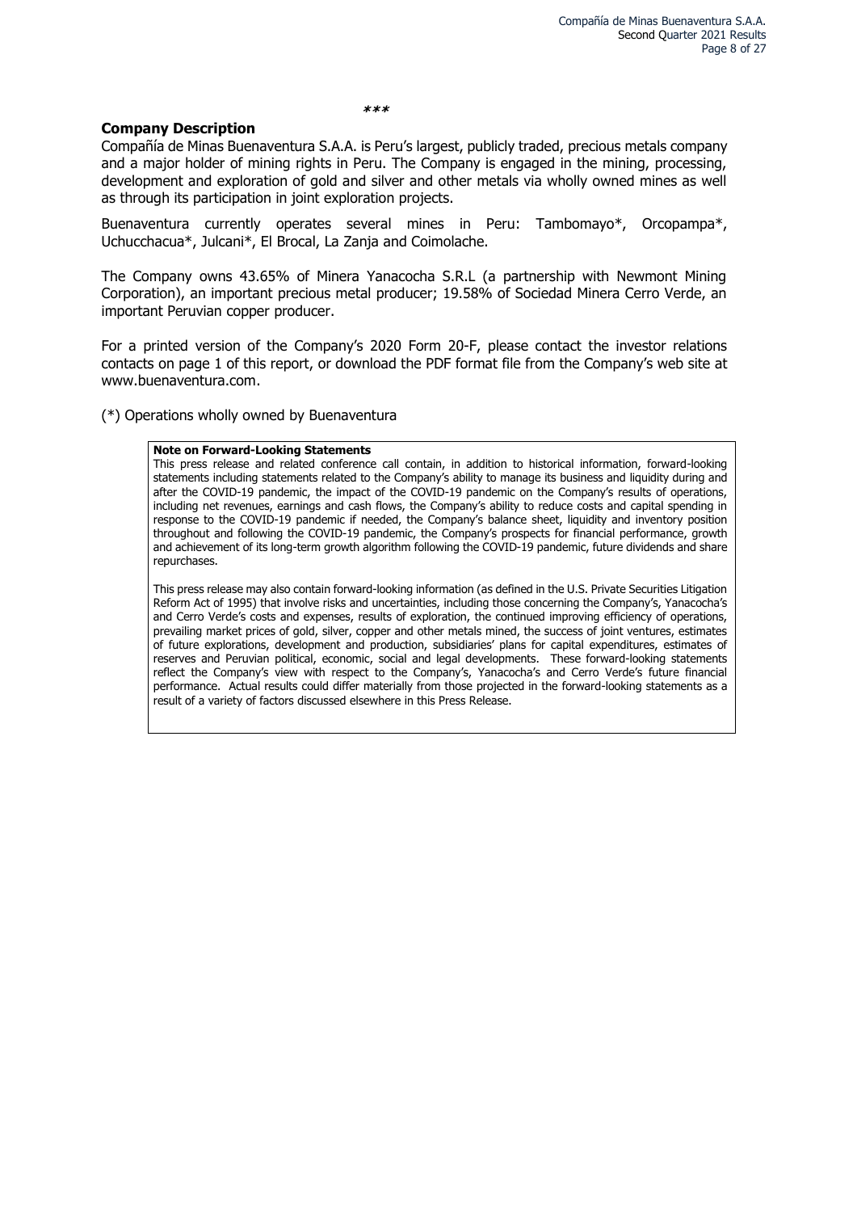***

**Company Description**

Compañía de Minas Buenaventura S.A.A. is Peru's largest, publicly traded, precious metals company and a major holder of mining rights in Peru. The Company is engaged in the mining, processing, development and exploration of gold and silver and other metals via wholly owned mines as well as through its participation in joint exploration projects.

Buenaventura currently operates several mines in Peru: Tambomayo*, Orcopampa*, Uchucchacua*, Julcani*, El Brocal, La Zanja and Coimolache.

The Company owns 43.65% of Minera Yanacocha S.R.L (a partnership with Newmont Mining Corporation), an important precious metal producer; 19.58% of Sociedad Minera Cerro Verde, an important Peruvian copper producer.

For a printed version of the Company's 2020 Form 20-F, please contact the investor relations contacts on page 1 of this report, or download the PDF format file from the Company's web site at www.buenaventura.com.

(*) Operations wholly owned by Buenaventura

**Note on Forward-Looking Statements**

This press release and related conference call contain, in addition to historical information, forward-looking statements including statements related to the Company's ability to manage its business and liquidity during and after the COVID-19 pandemic, the impact of the COVID-19 pandemic on the Company's results of operations, including net revenues, earnings and cash flows, the Company's ability to reduce costs and capital spending in response to the COVID-19 pandemic if needed, the Company's balance sheet, liquidity and inventory position throughout and following the COVID-19 pandemic, the Company's prospects for financial performance, growth and achievement of its long-term growth algorithm following the COVID-19 pandemic, future dividends and share repurchases.

This press release may also contain forward-looking information (as defined in the U.S. Private Securities Litigation Reform Act of 1995) that involve risks and uncertainties, including those concerning the Company's, Yanacocha's and Cerro Verde's costs and expenses, results of exploration, the continued improving efficiency of operations, prevailing market prices of gold, silver, copper and other metals mined, the success of joint ventures, estimates of future explorations, development and production, subsidiaries' plans for capital expenditures, estimates of reserves and Peruvian political, economic, social and legal developments. These forward-looking statements reflect the Company's view with respect to the Company's, Yanacocha's and Cerro Verde's future financial performance. Actual results could differ materially from those projected in the forward-looking statements as a result of a variety of factors discussed elsewhere in this Press Release.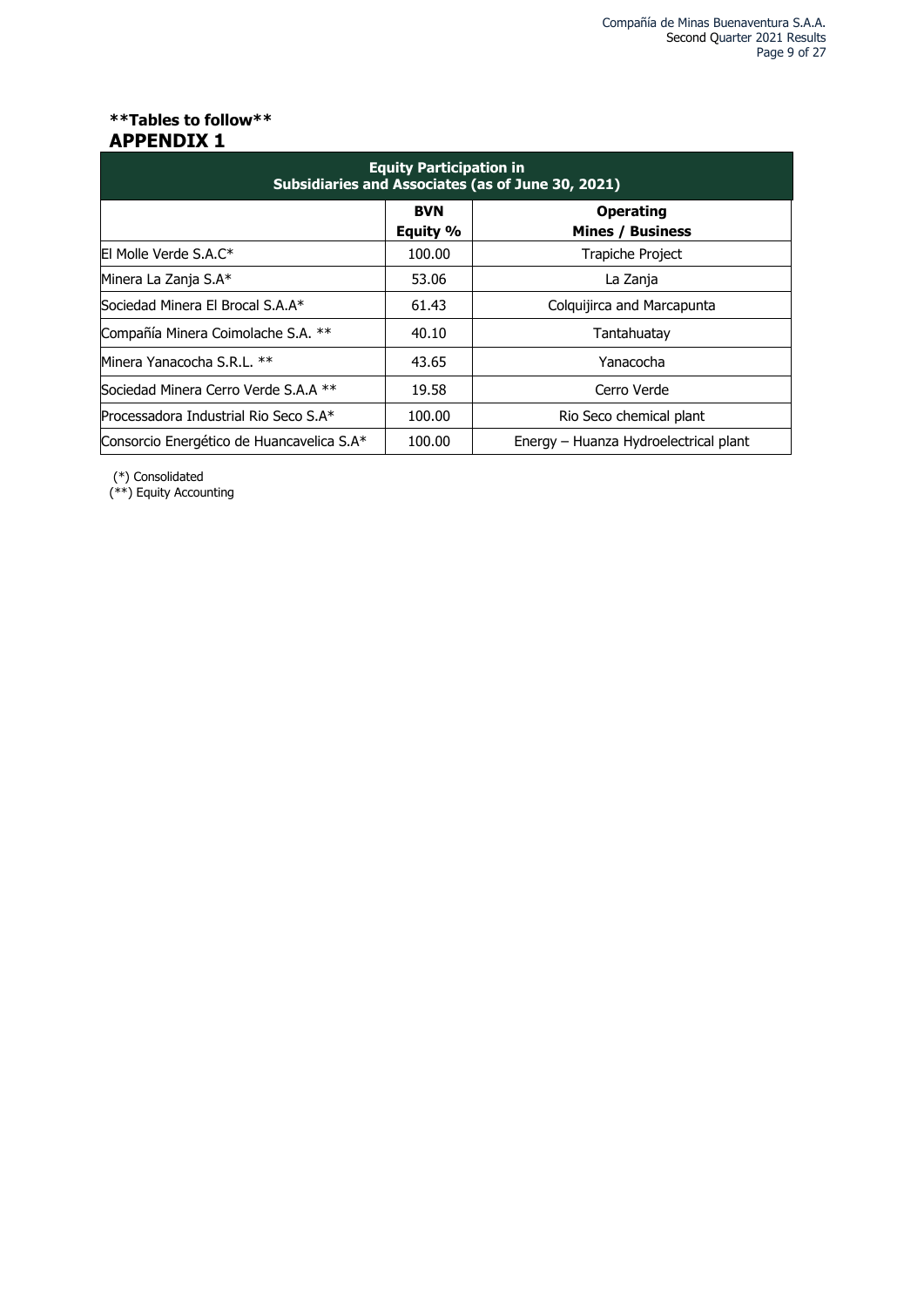**Tables to follow**

# APPENDIX 1

| Equity Participation in Subsidiaries and Associates (as of June 30, 2021) | | |
|---|---|---|
| | BVN Equity % | Operating Mines / Business |
| El Molle Verde S.A.C* | 100.00 | Trapiche Project |
| Minera La Zanja S.A* | 53.06 | La Zanja |
| Sociedad Minera El Brocal S.A.A* | 61.43 | Colquijirca and Marcapunta |
| Compañía Minera Coimolache S.A. ** | 40.10 | Tantahuatay |
| Minera Yanacocha S.R.L. ** | 43.65 | Yanacocha |
| Sociedad Minera Cerro Verde S.A.A ** | 19.58 | Cerro Verde |
| Processadora Industrial Rio Seco S.A* | 100.00 | Rio Seco chemical plant |
| Consorcio Energético de Huancavelica S.A* | 100.00 | Energy – Huanza Hydroelectrical plant |

(*) Consolidated
(**) Equity Accounting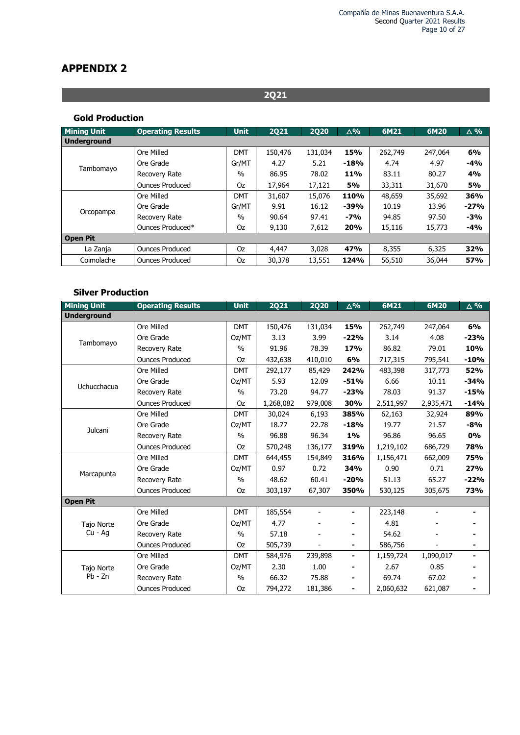# APPENDIX 2

## 2Q21

### Gold Production

| Mining Unit | Operating Results | Unit | 2Q21 | 2Q20 | △% | 6M21 | 6M20 | △ % |
|---|---|---|---|---|---|---|---|---|
| **Underground** | | | | | | | | |
| Tambomayo | Ore Milled | DMT | 150,476 | 131,034 | **15%** | 262,749 | 247,064 | **6%** |
| | Ore Grade | Gr/MT | 4.27 | 5.21 | **-18%** | 4.74 | 4.97 | **-4%** |
| | Recovery Rate | % | 86.95 | 78.02 | **11%** | 83.11 | 80.27 | **4%** |
| | Ounces Produced | Oz | 17,964 | 17,121 | **5%** | 33,311 | 31,670 | **5%** |
| Orcopampa | Ore Milled | DMT | 31,607 | 15,076 | **110%** | 48,659 | 35,692 | **36%** |
| | Ore Grade | Gr/MT | 9.91 | 16.12 | **-39%** | 10.19 | 13.96 | **-27%** |
| | Recovery Rate | % | 90.64 | 97.41 | **-7%** | 94.85 | 97.50 | **-3%** |
| | Ounces Produced* | Oz | 9,130 | 7,612 | **20%** | 15,116 | 15,773 | **-4%** |
| **Open Pit** | | | | | | | | |
| La Zanja | Ounces Produced | Oz | 4,447 | 3,028 | **47%** | 8,355 | 6,325 | **32%** |
| Coimolache | Ounces Produced | Oz | 30,378 | 13,551 | **124%** | 56,510 | 36,044 | **57%** |

### Silver Production

| Mining Unit | Operating Results | Unit | 2Q21 | 2Q20 | △% | 6M21 | 6M20 | △ % |
|---|---|---|---|---|---|---|---|---|
| **Underground** | | | | | | | | |
| Tambomayo | Ore Milled | DMT | 150,476 | 131,034 | **15%** | 262,749 | 247,064 | **6%** |
| | Ore Grade | Oz/MT | 3.13 | 3.99 | **-22%** | 3.14 | 4.08 | **-23%** |
| | Recovery Rate | % | 91.96 | 78.39 | **17%** | 86.82 | 79.01 | **10%** |
| | Ounces Produced | Oz | 432,638 | 410,010 | **6%** | 717,315 | 795,541 | **-10%** |
| Uchucchacua | Ore Milled | DMT | 292,177 | 85,429 | **242%** | 483,398 | 317,773 | **52%** |
| | Ore Grade | Oz/MT | 5.93 | 12.09 | **-51%** | 6.66 | 10.11 | **-34%** |
| | Recovery Rate | % | 73.20 | 94.77 | **-23%** | 78.03 | 91.37 | **-15%** |
| | Ounces Produced | Oz | 1,268,082 | 979,008 | **30%** | 2,511,997 | 2,935,471 | **-14%** |
| Julcani | Ore Milled | DMT | 30,024 | 6,193 | **385%** | 62,163 | 32,924 | **89%** |
| | Ore Grade | Oz/MT | 18.77 | 22.78 | **-18%** | 19.77 | 21.57 | **-8%** |
| | Recovery Rate | % | 96.88 | 96.34 | **1%** | 96.86 | 96.65 | **0%** |
| | Ounces Produced | Oz | 570,248 | 136,177 | **319%** | 1,219,102 | 686,729 | **78%** |
| Marcapunta | Ore Milled | DMT | 644,455 | 154,849 | **316%** | 1,156,471 | 662,009 | **75%** |
| | Ore Grade | Oz/MT | 0.97 | 0.72 | **34%** | 0.90 | 0.71 | **27%** |
| | Recovery Rate | % | 48.62 | 60.41 | **-20%** | 51.13 | 65.27 | **-22%** |
| | Ounces Produced | Oz | 303,197 | 67,307 | **350%** | 530,125 | 305,675 | **73%** |
| **Open Pit** | | | | | | | | |
| Tajo Norte Cu - Ag | Ore Milled | DMT | 185,554 | - | **-** | 223,148 | - | **-** |
| | Ore Grade | Oz/MT | 4.77 | - | **-** | 4.81 | - | **-** |
| | Recovery Rate | % | 57.18 | - | **-** | 54.62 | - | **-** |
| | Ounces Produced | Oz | 505,739 | - | **-** | 586,756 | - | **-** |
| Tajo Norte Pb - Zn | Ore Milled | DMT | 584,976 | 239,898 | **-** | 1,159,724 | 1,090,017 | **-** |
| | Ore Grade | Oz/MT | 2.30 | 1.00 | **-** | 2.67 | 0.85 | **-** |
| | Recovery Rate | % | 66.32 | 75.88 | **-** | 69.74 | 67.02 | **-** |
| | Ounces Produced | Oz | 794,272 | 181,386 | **-** | 2,060,632 | 621,087 | **-** |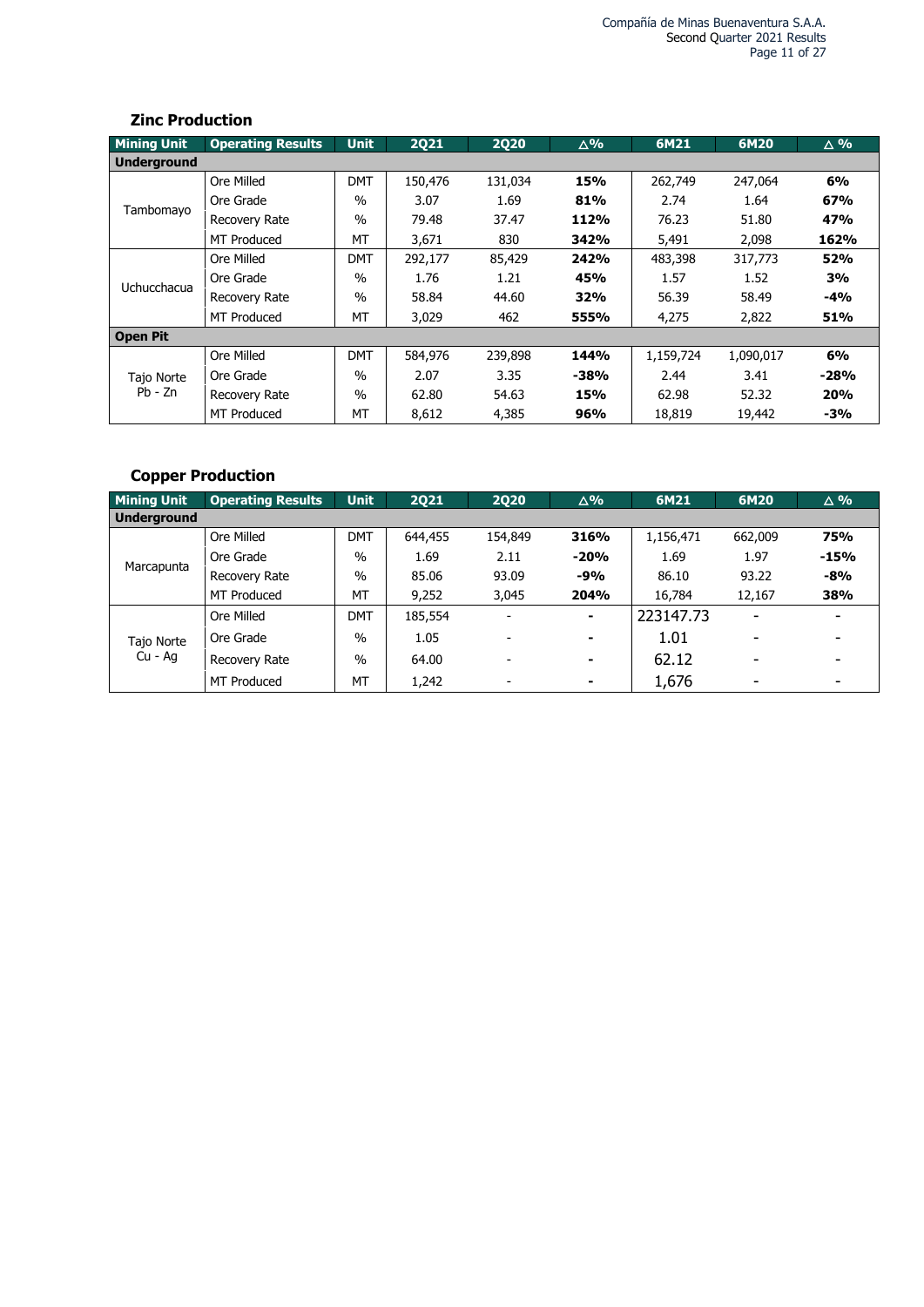### Zinc Production

| Mining Unit | Operating Results | Unit | 2Q21 | 2Q20 | △% | 6M21 | 6M20 | △ % |
|---|---|---|---|---|---|---|---|---|
| **Underground** | | | | | | | | |
| Tambomayo | Ore Milled | DMT | 150,476 | 131,034 | **15%** | 262,749 | 247,064 | **6%** |
| | Ore Grade | % | 3.07 | 1.69 | **81%** | 2.74 | 1.64 | **67%** |
| | Recovery Rate | % | 79.48 | 37.47 | **112%** | 76.23 | 51.80 | **47%** |
| | MT Produced | MT | 3,671 | 830 | **342%** | 5,491 | 2,098 | **162%** |
| Uchucchacua | Ore Milled | DMT | 292,177 | 85,429 | **242%** | 483,398 | 317,773 | **52%** |
| | Ore Grade | % | 1.76 | 1.21 | **45%** | 1.57 | 1.52 | **3%** |
| | Recovery Rate | % | 58.84 | 44.60 | **32%** | 56.39 | 58.49 | **-4%** |
| | MT Produced | MT | 3,029 | 462 | **555%** | 4,275 | 2,822 | **51%** |
| **Open Pit** | | | | | | | | |
| Tajo Norte Pb - Zn | Ore Milled | DMT | 584,976 | 239,898 | **144%** | 1,159,724 | 1,090,017 | **6%** |
| | Ore Grade | % | 2.07 | 3.35 | **-38%** | 2.44 | 3.41 | **-28%** |
| | Recovery Rate | % | 62.80 | 54.63 | **15%** | 62.98 | 52.32 | **20%** |
| | MT Produced | MT | 8,612 | 4,385 | **96%** | 18,819 | 19,442 | **-3%** |

### Copper Production

| Mining Unit | Operating Results | Unit | 2Q21 | 2Q20 | △% | 6M21 | 6M20 | △ % |
|---|---|---|---|---|---|---|---|---|
| **Underground** | | | | | | | | |
| Marcapunta | Ore Milled | DMT | 644,455 | 154,849 | **316%** | 1,156,471 | 662,009 | **75%** |
| | Ore Grade | % | 1.69 | 2.11 | **-20%** | 1.69 | 1.97 | **-15%** |
| | Recovery Rate | % | 85.06 | 93.09 | **-9%** | 86.10 | 93.22 | **-8%** |
| | MT Produced | MT | 9,252 | 3,045 | **204%** | 16,784 | 12,167 | **38%** |
| Tajo Norte Cu - Ag | Ore Milled | DMT | 185,554 | - | **-** | 223147.73 | - | - |
| | Ore Grade | % | 1.05 | - | **-** | 1.01 | - | - |
| | Recovery Rate | % | 64.00 | - | **-** | 62.12 | - | - |
| | MT Produced | MT | 1,242 | - | **-** | 1,676 | - | - |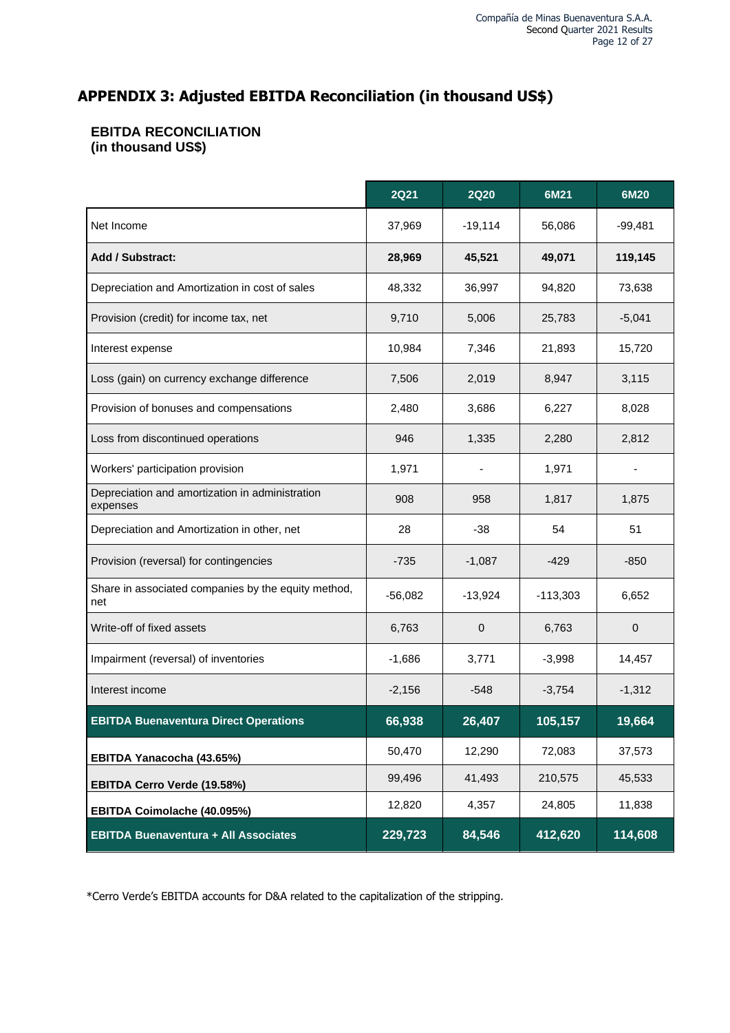# APPENDIX 3: Adjusted EBITDA Reconciliation (in thousand US$)

**EBITDA RECONCILIATION**
**(in thousand US$)**

| | 2Q21 | 2Q20 | 6M21 | 6M20 |
|---|---|---|---|---|
| Net Income | 37,969 | -19,114 | 56,086 | -99,481 |
| **Add / Substract:** | **28,969** | **45,521** | **49,071** | **119,145** |
| Depreciation and Amortization in cost of sales | 48,332 | 36,997 | 94,820 | 73,638 |
| Provision (credit) for income tax, net | 9,710 | 5,006 | 25,783 | -5,041 |
| Interest expense | 10,984 | 7,346 | 21,893 | 15,720 |
| Loss (gain) on currency exchange difference | 7,506 | 2,019 | 8,947 | 3,115 |
| Provision of bonuses and compensations | 2,480 | 3,686 | 6,227 | 8,028 |
| Loss from discontinued operations | 946 | 1,335 | 2,280 | 2,812 |
| Workers' participation provision | 1,971 | - | 1,971 | - |
| Depreciation and amortization in administration expenses | 908 | 958 | 1,817 | 1,875 |
| Depreciation and Amortization in other, net | 28 | -38 | 54 | 51 |
| Provision (reversal) for contingencies | -735 | -1,087 | -429 | -850 |
| Share in associated companies by the equity method, net | -56,082 | -13,924 | -113,303 | 6,652 |
| Write-off of fixed assets | 6,763 | 0 | 6,763 | 0 |
| Impairment (reversal) of inventories | -1,686 | 3,771 | -3,998 | 14,457 |
| Interest income | -2,156 | -548 | -3,754 | -1,312 |
| **EBITDA Buenaventura Direct Operations** | **66,938** | **26,407** | **105,157** | **19,664** |
| **EBITDA Yanacocha (43.65%)** | 50,470 | 12,290 | 72,083 | 37,573 |
| **EBITDA Cerro Verde (19.58%)** | 99,496 | 41,493 | 210,575 | 45,533 |
| **EBITDA Coimolache (40.095%)** | 12,820 | 4,357 | 24,805 | 11,838 |
| **EBITDA Buenaventura + All Associates** | **229,723** | **84,546** | **412,620** | **114,608** |

*Cerro Verde's EBITDA accounts for D&A related to the capitalization of the stripping.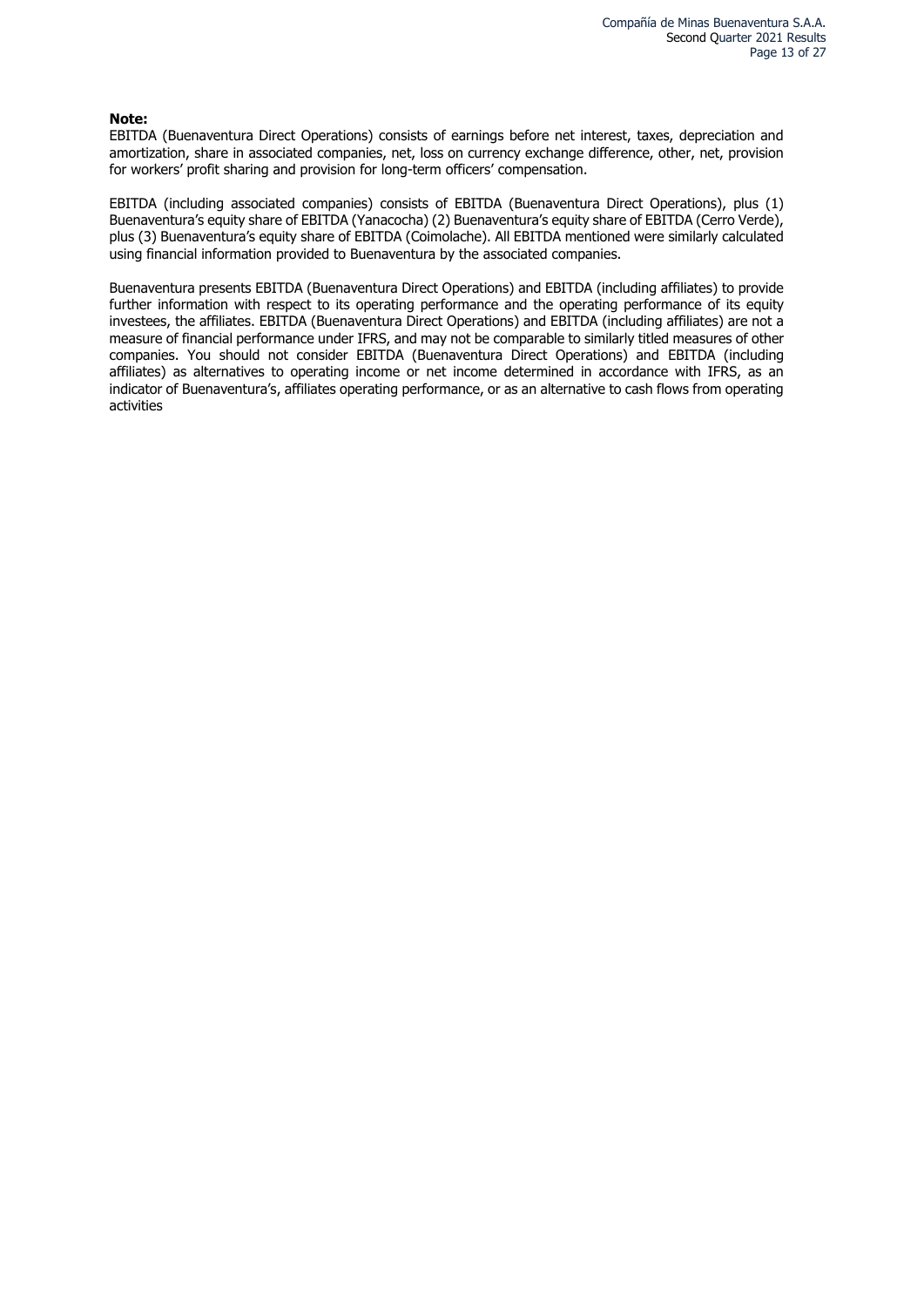**Note:**
EBITDA (Buenaventura Direct Operations) consists of earnings before net interest, taxes, depreciation and amortization, share in associated companies, net, loss on currency exchange difference, other, net, provision for workers' profit sharing and provision for long-term officers' compensation.

EBITDA (including associated companies) consists of EBITDA (Buenaventura Direct Operations), plus (1) Buenaventura's equity share of EBITDA (Yanacocha) (2) Buenaventura's equity share of EBITDA (Cerro Verde), plus (3) Buenaventura's equity share of EBITDA (Coimolache). All EBITDA mentioned were similarly calculated using financial information provided to Buenaventura by the associated companies.

Buenaventura presents EBITDA (Buenaventura Direct Operations) and EBITDA (including affiliates) to provide further information with respect to its operating performance and the operating performance of its equity investees, the affiliates. EBITDA (Buenaventura Direct Operations) and EBITDA (including affiliates) are not a measure of financial performance under IFRS, and may not be comparable to similarly titled measures of other companies. You should not consider EBITDA (Buenaventura Direct Operations) and EBITDA (including affiliates) as alternatives to operating income or net income determined in accordance with IFRS, as an indicator of Buenaventura's, affiliates operating performance, or as an alternative to cash flows from operating activities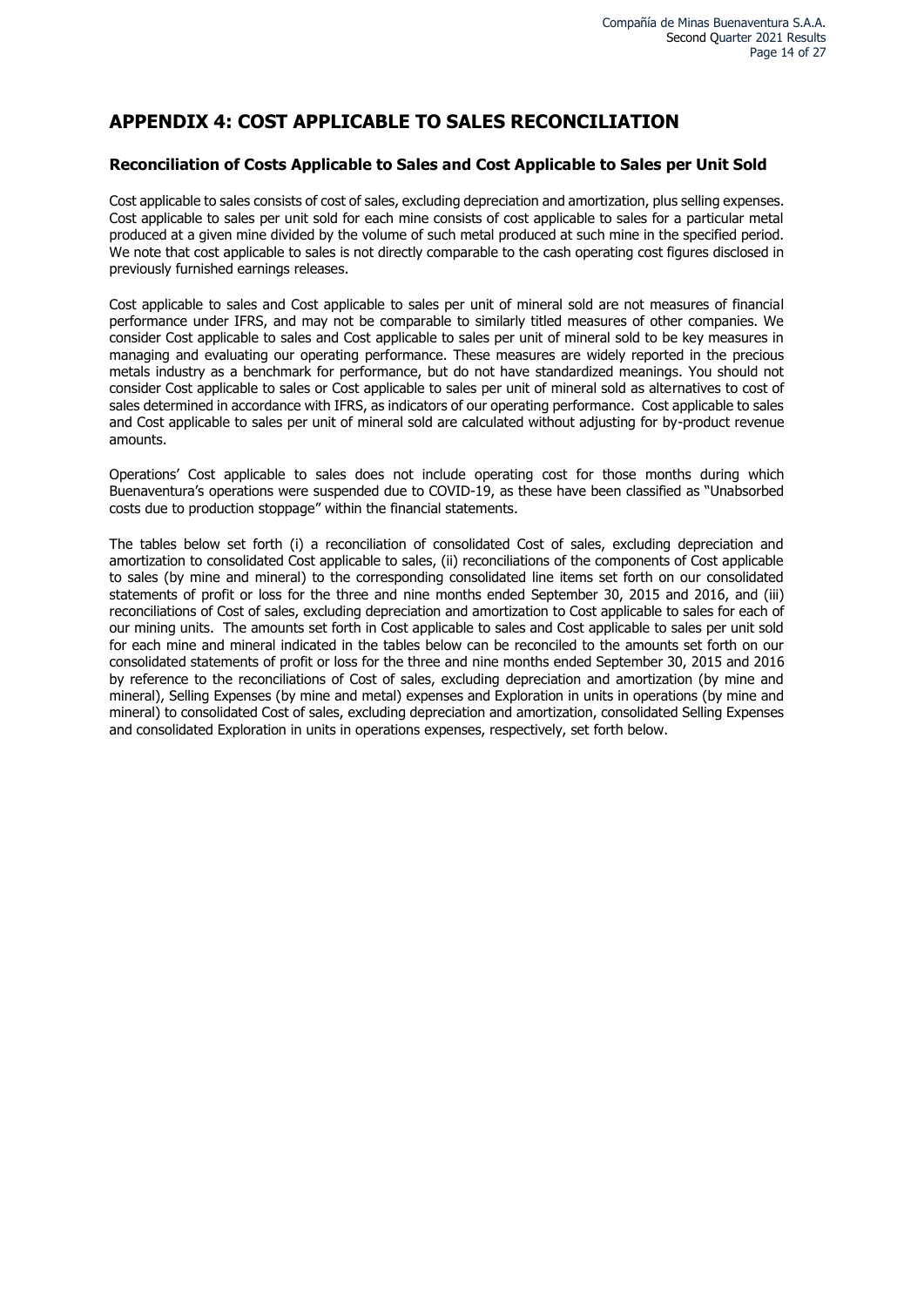# APPENDIX 4: COST APPLICABLE TO SALES RECONCILIATION

### Reconciliation of Costs Applicable to Sales and Cost Applicable to Sales per Unit Sold

Cost applicable to sales consists of cost of sales, excluding depreciation and amortization, plus selling expenses. Cost applicable to sales per unit sold for each mine consists of cost applicable to sales for a particular metal produced at a given mine divided by the volume of such metal produced at such mine in the specified period. We note that cost applicable to sales is not directly comparable to the cash operating cost figures disclosed in previously furnished earnings releases.

Cost applicable to sales and Cost applicable to sales per unit of mineral sold are not measures of financial performance under IFRS, and may not be comparable to similarly titled measures of other companies. We consider Cost applicable to sales and Cost applicable to sales per unit of mineral sold to be key measures in managing and evaluating our operating performance. These measures are widely reported in the precious metals industry as a benchmark for performance, but do not have standardized meanings. You should not consider Cost applicable to sales or Cost applicable to sales per unit of mineral sold as alternatives to cost of sales determined in accordance with IFRS, as indicators of our operating performance. Cost applicable to sales and Cost applicable to sales per unit of mineral sold are calculated without adjusting for by-product revenue amounts.

Operations' Cost applicable to sales does not include operating cost for those months during which Buenaventura's operations were suspended due to COVID-19, as these have been classified as "Unabsorbed costs due to production stoppage" within the financial statements.

The tables below set forth (i) a reconciliation of consolidated Cost of sales, excluding depreciation and amortization to consolidated Cost applicable to sales, (ii) reconciliations of the components of Cost applicable to sales (by mine and mineral) to the corresponding consolidated line items set forth on our consolidated statements of profit or loss for the three and nine months ended September 30, 2015 and 2016, and (iii) reconciliations of Cost of sales, excluding depreciation and amortization to Cost applicable to sales for each of our mining units. The amounts set forth in Cost applicable to sales and Cost applicable to sales per unit sold for each mine and mineral indicated in the tables below can be reconciled to the amounts set forth on our consolidated statements of profit or loss for the three and nine months ended September 30, 2015 and 2016 by reference to the reconciliations of Cost of sales, excluding depreciation and amortization (by mine and mineral), Selling Expenses (by mine and metal) expenses and Exploration in units in operations (by mine and mineral) to consolidated Cost of sales, excluding depreciation and amortization, consolidated Selling Expenses and consolidated Exploration in units in operations expenses, respectively, set forth below.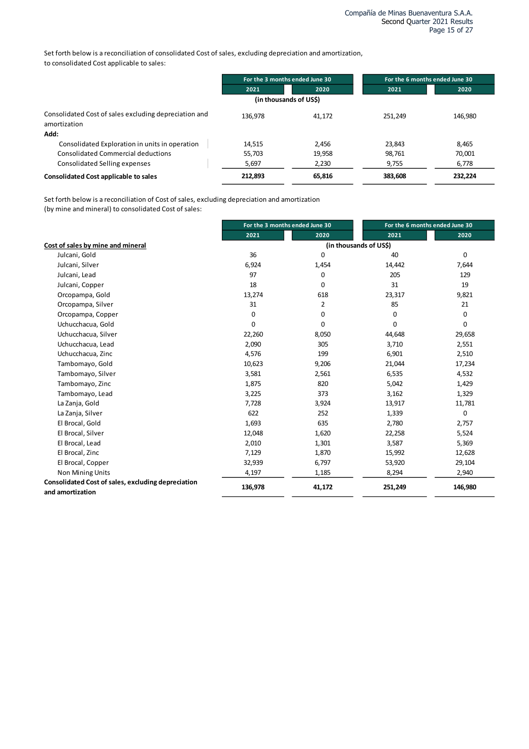Set forth below is a reconciliation of consolidated Cost of sales, excluding depreciation and amortization, to consolidated Cost applicable to sales:

| | For the 3 months ended June 30 | | For the 6 months ended June 30 | |
|---|---|---|---|---|
| | 2021 | 2020 | 2021 | 2020 |
| | (in thousands of US$) | | | |
| Consolidated Cost of sales excluding depreciation and amortization | 136,978 | 41,172 | 251,249 | 146,980 |
| **Add:** | | | | |
| Consolidated Exploration in units in operation | 14,515 | 2,456 | 23,843 | 8,465 |
| Consolidated Commercial deductions | 55,703 | 19,958 | 98,761 | 70,001 |
| Consolidated Selling expenses | 5,697 | 2,230 | 9,755 | 6,778 |
| **Consolidated Cost applicable to sales** | **212,893** | **65,816** | **383,608** | **232,224** |

Set forth below is a reconciliation of Cost of sales, excluding depreciation and amortization (by mine and mineral) to consolidated Cost of sales:

| | For the 3 months ended June 30 | | For the 6 months ended June 30 | |
|---|---|---|---|---|
| | 2021 | 2020 | 2021 | 2020 |
| **Cost of sales by mine and mineral** | (in thousands of US$) | | | |
| Julcani, Gold | 36 | 0 | 40 | 0 |
| Julcani, Silver | 6,924 | 1,454 | 14,442 | 7,644 |
| Julcani, Lead | 97 | 0 | 205 | 129 |
| Julcani, Copper | 18 | 0 | 31 | 19 |
| Orcopampa, Gold | 13,274 | 618 | 23,317 | 9,821 |
| Orcopampa, Silver | 31 | 2 | 85 | 21 |
| Orcopampa, Copper | 0 | 0 | 0 | 0 |
| Uchucchacua, Gold | 0 | 0 | 0 | 0 |
| Uchucchacua, Silver | 22,260 | 8,050 | 44,648 | 29,658 |
| Uchucchacua, Lead | 2,090 | 305 | 3,710 | 2,551 |
| Uchucchacua, Zinc | 4,576 | 199 | 6,901 | 2,510 |
| Tambomayo, Gold | 10,623 | 9,206 | 21,044 | 17,234 |
| Tambomayo, Silver | 3,581 | 2,561 | 6,535 | 4,532 |
| Tambomayo, Zinc | 1,875 | 820 | 5,042 | 1,429 |
| Tambomayo, Lead | 3,225 | 373 | 3,162 | 1,329 |
| La Zanja, Gold | 7,728 | 3,924 | 13,917 | 11,781 |
| La Zanja, Silver | 622 | 252 | 1,339 | 0 |
| El Brocal, Gold | 1,693 | 635 | 2,780 | 2,757 |
| El Brocal, Silver | 12,048 | 1,620 | 22,258 | 5,524 |
| El Brocal, Lead | 2,010 | 1,301 | 3,587 | 5,369 |
| El Brocal, Zinc | 7,129 | 1,870 | 15,992 | 12,628 |
| El Brocal, Copper | 32,939 | 6,797 | 53,920 | 29,104 |
| Non Mining Units | 4,197 | 1,185 | 8,294 | 2,940 |
| **Consolidated Cost of sales, excluding depreciation and amortization** | **136,978** | **41,172** | **251,249** | **146,980** |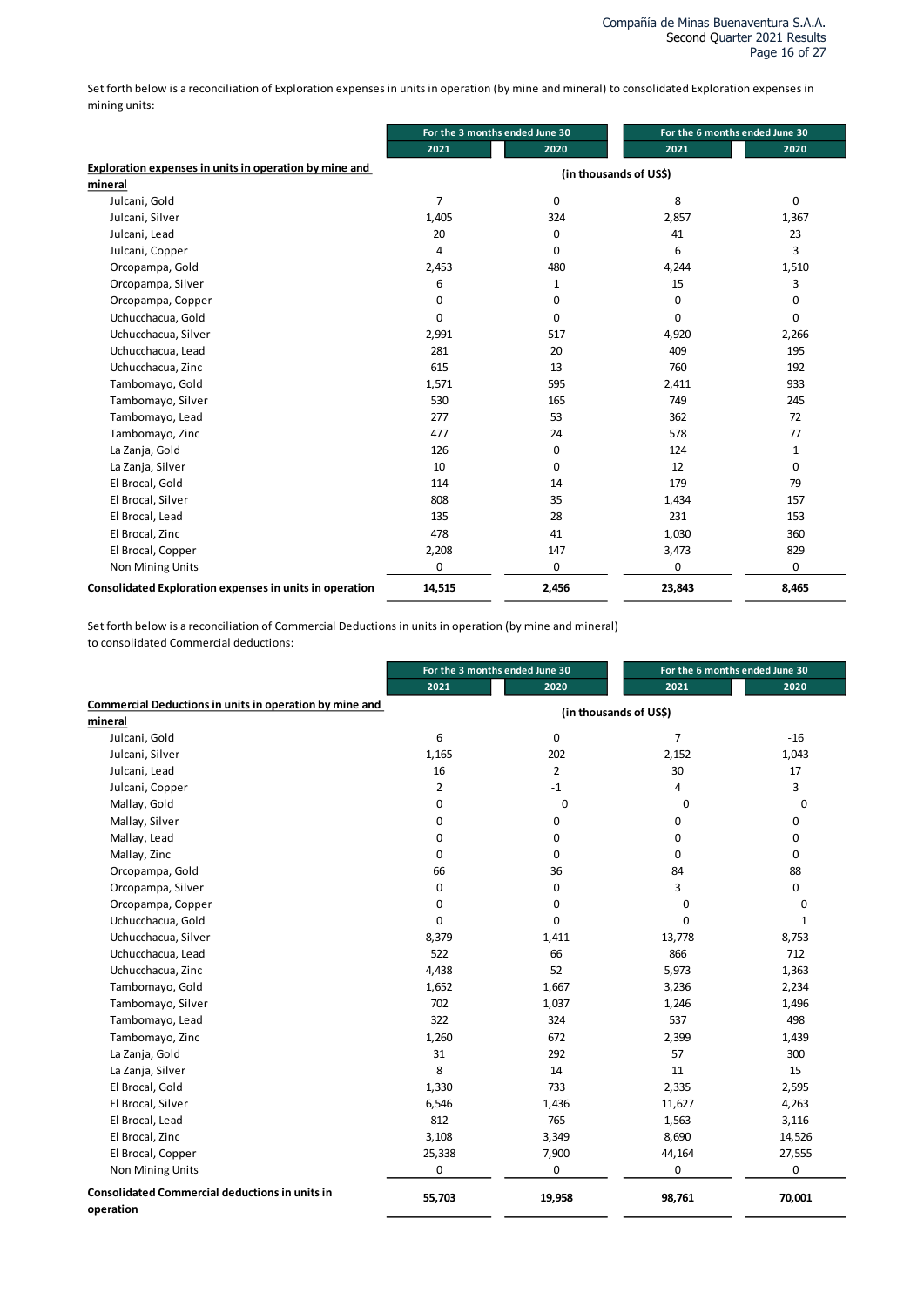Set forth below is a reconciliation of Exploration expenses in units in operation (by mine and mineral) to consolidated Exploration expenses in mining units:

| | For the 3 months ended June 30 | | For the 6 months ended June 30 | |
|---|---|---|---|---|
| | 2021 | 2020 | 2021 | 2020 |
| **Exploration expenses in units in operation by mine and mineral** | (in thousands of US$) | | | |
| Julcani, Gold | 7 | 0 | 8 | 0 |
| Julcani, Silver | 1,405 | 324 | 2,857 | 1,367 |
| Julcani, Lead | 20 | 0 | 41 | 23 |
| Julcani, Copper | 4 | 0 | 6 | 3 |
| Orcopampa, Gold | 2,453 | 480 | 4,244 | 1,510 |
| Orcopampa, Silver | 6 | 1 | 15 | 3 |
| Orcopampa, Copper | 0 | 0 | 0 | 0 |
| Uchucchacua, Gold | 0 | 0 | 0 | 0 |
| Uchucchacua, Silver | 2,991 | 517 | 4,920 | 2,266 |
| Uchucchacua, Lead | 281 | 20 | 409 | 195 |
| Uchucchacua, Zinc | 615 | 13 | 760 | 192 |
| Tambomayo, Gold | 1,571 | 595 | 2,411 | 933 |
| Tambomayo, Silver | 530 | 165 | 749 | 245 |
| Tambomayo, Lead | 277 | 53 | 362 | 72 |
| Tambomayo, Zinc | 477 | 24 | 578 | 77 |
| La Zanja, Gold | 126 | 0 | 124 | 1 |
| La Zanja, Silver | 10 | 0 | 12 | 0 |
| El Brocal, Gold | 114 | 14 | 179 | 79 |
| El Brocal, Silver | 808 | 35 | 1,434 | 157 |
| El Brocal, Lead | 135 | 28 | 231 | 153 |
| El Brocal, Zinc | 478 | 41 | 1,030 | 360 |
| El Brocal, Copper | 2,208 | 147 | 3,473 | 829 |
| Non Mining Units | 0 | 0 | 0 | 0 |
| **Consolidated Exploration expenses in units in operation** | **14,515** | **2,456** | **23,843** | **8,465** |

Set forth below is a reconciliation of Commercial Deductions in units in operation (by mine and mineral) to consolidated Commercial deductions:

| | For the 3 months ended June 30 | | For the 6 months ended June 30 | |
|---|---|---|---|---|
| | 2021 | 2020 | 2021 | 2020 |
| **Commercial Deductions in units in operation by mine and mineral** | (in thousands of US$) | | | |
| Julcani, Gold | 6 | 0 | 7 | -16 |
| Julcani, Silver | 1,165 | 202 | 2,152 | 1,043 |
| Julcani, Lead | 16 | 2 | 30 | 17 |
| Julcani, Copper | 2 | -1 | 4 | 3 |
| Mallay, Gold | 0 | 0 | 0 | 0 |
| Mallay, Silver | 0 | 0 | 0 | 0 |
| Mallay, Lead | 0 | 0 | 0 | 0 |
| Mallay, Zinc | 0 | 0 | 0 | 0 |
| Orcopampa, Gold | 66 | 36 | 84 | 88 |
| Orcopampa, Silver | 0 | 0 | 3 | 0 |
| Orcopampa, Copper | 0 | 0 | 0 | 0 |
| Uchucchacua, Gold | 0 | 0 | 0 | 1 |
| Uchucchacua, Silver | 8,379 | 1,411 | 13,778 | 8,753 |
| Uchucchacua, Lead | 522 | 66 | 866 | 712 |
| Uchucchacua, Zinc | 4,438 | 52 | 5,973 | 1,363 |
| Tambomayo, Gold | 1,652 | 1,667 | 3,236 | 2,234 |
| Tambomayo, Silver | 702 | 1,037 | 1,246 | 1,496 |
| Tambomayo, Lead | 322 | 324 | 537 | 498 |
| Tambomayo, Zinc | 1,260 | 672 | 2,399 | 1,439 |
| La Zanja, Gold | 31 | 292 | 57 | 300 |
| La Zanja, Silver | 8 | 14 | 11 | 15 |
| El Brocal, Gold | 1,330 | 733 | 2,335 | 2,595 |
| El Brocal, Silver | 6,546 | 1,436 | 11,627 | 4,263 |
| El Brocal, Lead | 812 | 765 | 1,563 | 3,116 |
| El Brocal, Zinc | 3,108 | 3,349 | 8,690 | 14,526 |
| El Brocal, Copper | 25,338 | 7,900 | 44,164 | 27,555 |
| Non Mining Units | 0 | 0 | 0 | 0 |
| **Consolidated Commercial deductions in units in operation** | **55,703** | **19,958** | **98,761** | **70,001** |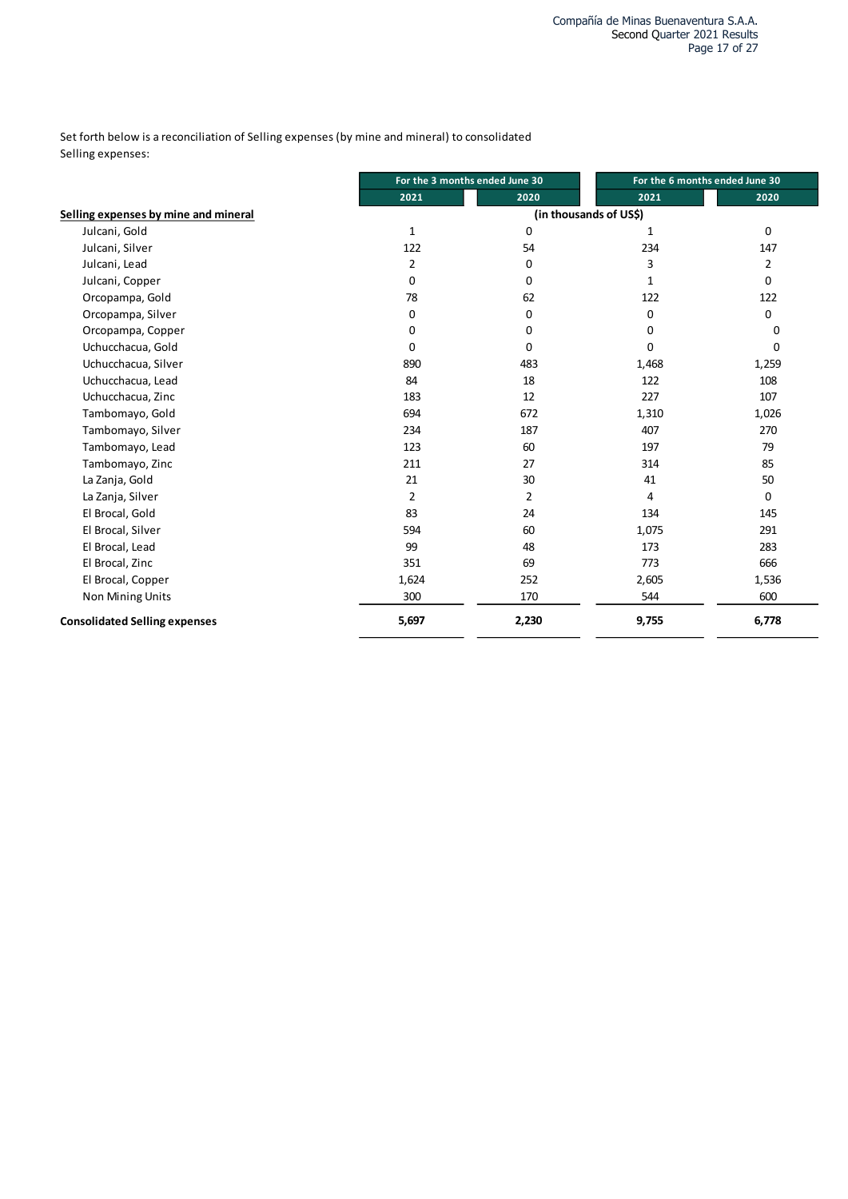Set forth below is a reconciliation of Selling expenses (by mine and mineral) to consolidated Selling expenses:

| | For the 3 months ended June 30 | | For the 6 months ended June 30 | |
|---|---|---|---|---|
| | 2021 | 2020 | 2021 | 2020 |
| **Selling expenses by mine and mineral** | (in thousands of US$) | | | |
| Julcani, Gold | 1 | 0 | 1 | 0 |
| Julcani, Silver | 122 | 54 | 234 | 147 |
| Julcani, Lead | 2 | 0 | 3 | 2 |
| Julcani, Copper | 0 | 0 | 1 | 0 |
| Orcopampa, Gold | 78 | 62 | 122 | 122 |
| Orcopampa, Silver | 0 | 0 | 0 | 0 |
| Orcopampa, Copper | 0 | 0 | 0 | 0 |
| Uchucchacua, Gold | 0 | 0 | 0 | 0 |
| Uchucchacua, Silver | 890 | 483 | 1,468 | 1,259 |
| Uchucchacua, Lead | 84 | 18 | 122 | 108 |
| Uchucchacua, Zinc | 183 | 12 | 227 | 107 |
| Tambomayo, Gold | 694 | 672 | 1,310 | 1,026 |
| Tambomayo, Silver | 234 | 187 | 407 | 270 |
| Tambomayo, Lead | 123 | 60 | 197 | 79 |
| Tambomayo, Zinc | 211 | 27 | 314 | 85 |
| La Zanja, Gold | 21 | 30 | 41 | 50 |
| La Zanja, Silver | 2 | 2 | 4 | 0 |
| El Brocal, Gold | 83 | 24 | 134 | 145 |
| El Brocal, Silver | 594 | 60 | 1,075 | 291 |
| El Brocal, Lead | 99 | 48 | 173 | 283 |
| El Brocal, Zinc | 351 | 69 | 773 | 666 |
| El Brocal, Copper | 1,624 | 252 | 2,605 | 1,536 |
| Non Mining Units | 300 | 170 | 544 | 600 |
| **Consolidated Selling expenses** | **5,697** | **2,230** | **9,755** | **6,778** |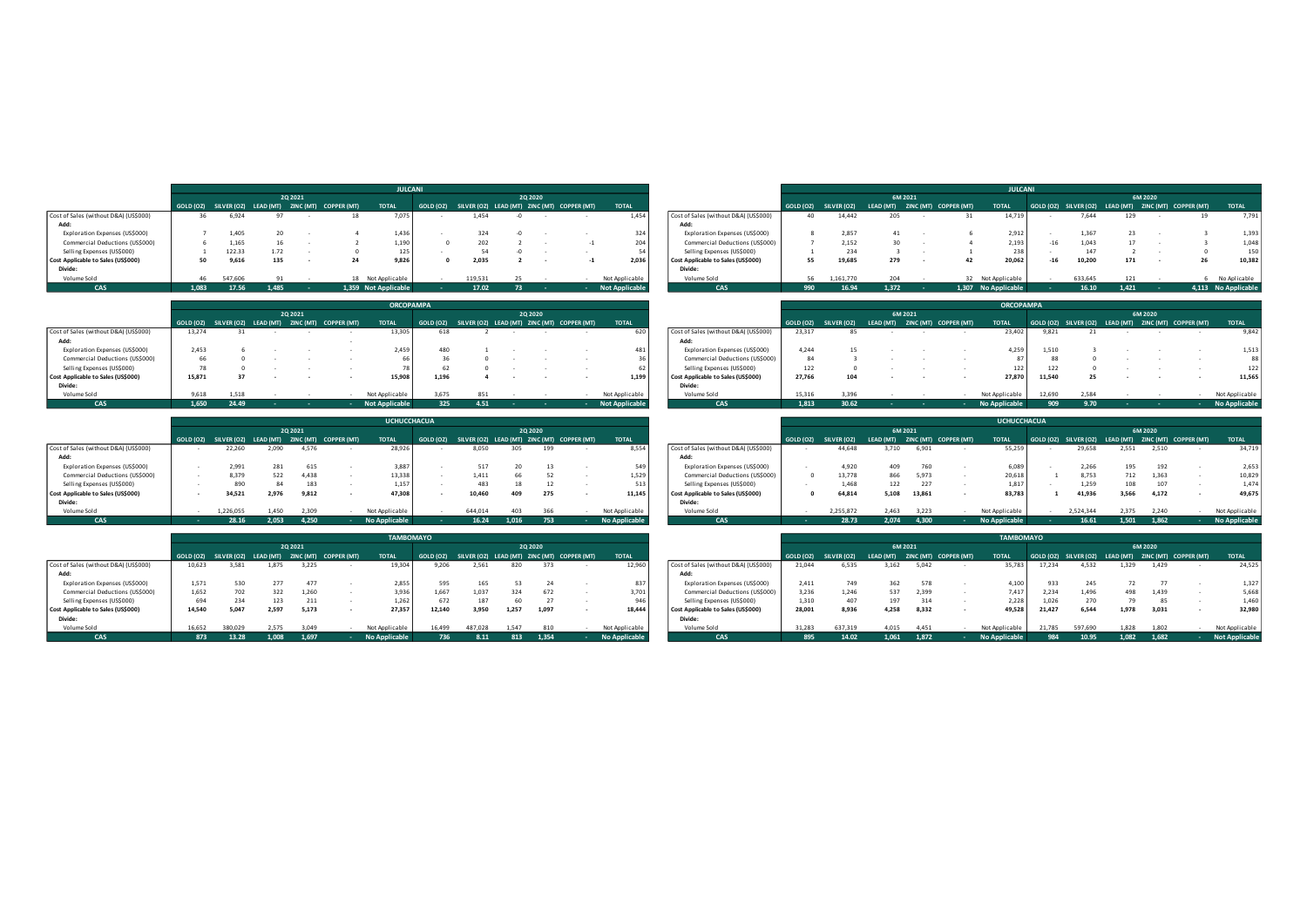## JULCANI

| | 2Q 2021 | | | | | | 2Q 2020 | | | | | |
|---|---|---|---|---|---|---|---|---|---|---|---|---|
| | GOLD (OZ) | SILVER (OZ) | LEAD (MT) | ZINC (MT) | COPPER (MT) | TOTAL | GOLD (OZ) | SILVER (OZ) | LEAD (MT) | ZINC (MT) | COPPER (MT) | TOTAL |
| Cost of Sales (without D&A) (US$000) | 36 | 6,924 | 97 | - | 18 | 7,075 | - | 1,454 | -0 | - | - | 1,454 |
| **Add:** | | | | | | | | | | | | |
| Exploration Expenses (US$000) | 7 | 1,405 | 20 | - | 4 | 1,436 | - | 324 | -0 | - | - | 324 |
| Commercial Deductions (US$000) | 6 | 1,165 | 16 | - | 2 | 1,190 | 0 | 202 | 2 | - | -1 | 204 |
| Selling Expenses (US$000) | 1 | 122.33 | 1.72 | - | 0 | 125 | - | 54 | -0 | - | - | 54 |
| **Cost Applicable to Sales (US$000)** | **50** | **9,616** | **135** | **-** | **24** | **9,826** | **0** | **2,035** | **2** | **-** | **-1** | **2,036** |
| **Divide:** | | | | | | | | | | | | |
| Volume Sold | 46 | 547,606 | 91 | - | 18 | Not Applicable | - | 119,531 | 25 | - | - | Not Applicable |
| **CAS** | **1,083** | **17.56** | **1,485** | **-** | **1,359** | **Not Applicable** | **-** | **17.02** | **73** | **-** | **-** | **Not Applicable** |

| | 6M 2021 | | | | | | 6M 2020 | | | | | |
|---|---|---|---|---|---|---|---|---|---|---|---|---|
| | GOLD (OZ) | SILVER (OZ) | LEAD (MT) | ZINC (MT) | COPPER (MT) | TOTAL | GOLD (OZ) | SILVER (OZ) | LEAD (MT) | ZINC (MT) | COPPER (MT) | TOTAL |
| Cost of Sales (without D&A) (US$000) | 40 | 14,442 | 205 | - | 31 | 14,719 | - | 7,644 | 129 | - | 19 | 7,791 |
| **Add:** | | | | | | | | | | | | |
| Exploration Expenses (US$000) | 8 | 2,857 | 41 | - | 6 | 2,912 | - | 1,367 | 23 | - | 3 | 1,393 |
| Commercial Deductions (US$000) | 7 | 2,152 | 30 | - | 4 | 2,193 | -16 | 1,043 | 17 | - | 3 | 1,048 |
| Selling Expenses (US$000) | 1 | 234 | 3 | - | 1 | 238 | - | 147 | 2 | - | 0 | 150 |
| **Cost Applicable to Sales (US$000)** | **55** | **19,685** | **279** | **-** | **42** | **20,062** | **-16** | **10,200** | **171** | **-** | **26** | **10,382** |
| **Divide:** | | | | | | | | | | | | |
| Volume Sold | 56 | 1,161,770 | 204 | - | 32 | Not Applicable | - | 633,645 | 121 | - | 6 | No Aplicable |
| **CAS** | **990** | **16.94** | **1,372** | **-** | **1,307** | **No Applicable** | **-** | **16.10** | **1,421** | **-** | **4,113** | **No Applicable** |

## ORCOPAMPA

| | 2Q 2021 | | | | | | 2Q 2020 | | | | | |
|---|---|---|---|---|---|---|---|---|---|---|---|---|
| | GOLD (OZ) | SILVER (OZ) | LEAD (MT) | ZINC (MT) | COPPER (MT) | TOTAL | GOLD (OZ) | SILVER (OZ) | LEAD (MT) | ZINC (MT) | COPPER (MT) | TOTAL |
| Cost of Sales (without D&A) (US$000) | 13,274 | 31 | - | - | - | 13,305 | 618 | 2 | - | - | - | 620 |
| **Add:** | | | | | | | | | | | | |
| Exploration Expenses (US$000) | 2,453 | 6 | - | - | - | 2,459 | 480 | 1 | - | - | - | 481 |
| Commercial Deductions (US$000) | 66 | 0 | - | - | - | 66 | 36 | 0 | - | - | - | 36 |
| Selling Expenses (US$000) | 78 | 0 | - | - | - | 78 | 62 | 0 | - | - | - | 62 |
| **Cost Applicable to Sales (US$000)** | **15,871** | **37** | **-** | **-** | **-** | **15,908** | **1,196** | **4** | **-** | **-** | **-** | **1,199** |
| **Divide:** | | | | | | | | | | | | |
| Volume Sold | 9,618 | 1,518 | - | - | - | Not Applicable | 3,675 | 851 | - | - | - | Not Applicable |
| **CAS** | **1,650** | **24.49** | **-** | **-** | **-** | **Not Applicable** | **325** | **4.51** | **-** | **-** | **-** | **Not Applicable** |

| | 6M 2021 | | | | | | 6M 2020 | | | | | |
|---|---|---|---|---|---|---|---|---|---|---|---|---|
| | GOLD (OZ) | SILVER (OZ) | LEAD (MT) | ZINC (MT) | COPPER (MT) | TOTAL | GOLD (OZ) | SILVER (OZ) | LEAD (MT) | ZINC (MT) | COPPER (MT) | TOTAL |
| Cost of Sales (without D&A) (US$000) | 23,317 | 85 | - | - | - | 23,402 | 9,821 | 21 | - | - | - | 9,842 |
| **Add:** | | | | | | | | | | | | |
| Exploration Expenses (US$000) | 4,244 | 15 | - | - | - | 4,259 | 1,510 | 3 | - | - | - | 1,513 |
| Commercial Deductions (US$000) | 84 | 3 | - | - | - | 87 | 88 | 0 | - | - | - | 88 |
| Selling Expenses (US$000) | 122 | 0 | - | - | - | 122 | 122 | 0 | - | - | - | 122 |
| **Cost Applicable to Sales (US$000)** | **27,766** | **104** | **-** | **-** | **-** | **27,870** | **11,540** | **25** | **-** | **-** | **-** | **11,565** |
| **Divide:** | | | | | | | | | | | | |
| Volume Sold | 15,316 | 3,396 | - | - | - | Not Applicable | 12,690 | 2,584 | - | - | - | Not Applicable |
| **CAS** | **1,813** | **30.62** | **-** | **-** | **-** | **No Applicable** | **909** | **9.70** | **-** | **-** | **-** | **No Applicable** |

## UCHUCCHACUA

| | 2Q 2021 | | | | | | 2Q 2020 | | | | | |
|---|---|---|---|---|---|---|---|---|---|---|---|---|
| | GOLD (OZ) | SILVER (OZ) | LEAD (MT) | ZINC (MT) | COPPER (MT) | TOTAL | GOLD (OZ) | SILVER (OZ) | LEAD (MT) | ZINC (MT) | COPPER (MT) | TOTAL |
| Cost of Sales (without D&A) (US$000) | - | 22,260 | 2,090 | 4,576 | - | 28,926 | - | 8,050 | 305 | 199 | - | 8,554 |
| **Add:** | | | | | | | | | | | | |
| Exploration Expenses (US$000) | - | 2,991 | 281 | 615 | - | 3,887 | - | 517 | 20 | 13 | - | 549 |
| Commercial Deductions (US$000) | - | 8,379 | 522 | 4,438 | - | 13,338 | - | 1,411 | 66 | 52 | - | 1,529 |
| Selling Expenses (US$000) | - | 890 | 84 | 183 | - | 1,157 | - | 483 | 18 | 12 | - | 513 |
| **Cost Applicable to Sales (US$000)** | **-** | **34,521** | **2,976** | **9,812** | **-** | **47,308** | **-** | **10,460** | **409** | **275** | **-** | **11,145** |
| **Divide:** | | | | | | | | | | | | |
| Volume Sold | - | 1,226,055 | 1,450 | 2,309 | - | Not Applicable | - | 644,014 | 403 | 366 | - | Not Applicable |
| **CAS** | **-** | **28.16** | **2,053** | **4,250** | **-** | **No Applicable** | **-** | **16.24** | **1,016** | **753** | **-** | **No Applicable** |

| | 6M 2021 | | | | | | 6M 2020 | | | | | |
|---|---|---|---|---|---|---|---|---|---|---|---|---|
| | GOLD (OZ) | SILVER (OZ) | LEAD (MT) | ZINC (MT) | COPPER (MT) | TOTAL | GOLD (OZ) | SILVER (OZ) | LEAD (MT) | ZINC (MT) | COPPER (MT) | TOTAL |
| Cost of Sales (without D&A) (US$000) | - | 44,648 | 3,710 | 6,901 | - | 55,259 | - | 29,658 | 2,551 | 2,510 | - | 34,719 |
| **Add:** | | | | | | | | | | | | |
| Exploration Expenses (US$000) | - | 4,920 | 409 | 760 | - | 6,089 | - | 2,266 | 195 | 192 | - | 2,653 |
| Commercial Deductions (US$000) | 0 | 13,778 | 866 | 5,973 | - | 20,618 | 1 | 8,753 | 712 | 1,363 | - | 10,829 |
| Selling Expenses (US$000) | - | 1,468 | 122 | 227 | - | 1,817 | - | 1,259 | 108 | 107 | - | 1,474 |
| **Cost Applicable to Sales (US$000)** | **0** | **64,814** | **5,108** | **13,861** | **-** | **83,783** | **1** | **41,936** | **3,566** | **4,172** | **-** | **49,675** |
| **Divide:** | | | | | | | | | | | | |
| Volume Sold | - | 2,255,872 | 2,463 | 3,223 | - | Not Applicable | - | 2,524,344 | 2,375 | 2,240 | - | Not Applicable |
| **CAS** | **-** | **28.73** | **2,074** | **4,300** | **-** | **No Applicable** | **-** | **16.61** | **1,501** | **1,862** | **-** | **No Applicable** |

## TAMBOMAYO

| | 2Q 2021 | | | | | | 2Q 2020 | | | | | |
|---|---|---|---|---|---|---|---|---|---|---|---|---|
| | GOLD (OZ) | SILVER (OZ) | LEAD (MT) | ZINC (MT) | COPPER (MT) | TOTAL | GOLD (OZ) | SILVER (OZ) | LEAD (MT) | ZINC (MT) | COPPER (MT) | TOTAL |
| Cost of Sales (without D&A) (US$000) | 10,623 | 3,581 | 1,875 | 3,225 | - | 19,304 | 9,206 | 2,561 | 820 | 373 | - | 12,960 |
| **Add:** | | | | | | | | | | | | |
| Exploration Expenses (US$000) | 1,571 | 530 | 277 | 477 | - | 2,855 | 595 | 165 | 53 | 24 | - | 837 |
| Commercial Deductions (US$000) | 1,652 | 702 | 322 | 1,260 | - | 3,936 | 1,667 | 1,037 | 324 | 672 | - | 3,701 |
| Selling Expenses (US$000) | 694 | 234 | 123 | 211 | - | 1,262 | 672 | 187 | 60 | 27 | - | 946 |
| **Cost Applicable to Sales (US$000)** | **14,540** | **5,047** | **2,597** | **5,173** | **-** | **27,357** | **12,140** | **3,950** | **1,257** | **1,097** | **-** | **18,444** |
| **Divide:** | | | | | | | | | | | | |
| Volume Sold | 16,652 | 380,029 | 2,575 | 3,049 | - | Not Applicable | 16,499 | 487,028 | 1,547 | 810 | - | Not Applicable |
| **CAS** | **873** | **13.28** | **1,008** | **1,697** | **-** | **No Applicable** | **736** | **8.11** | **813** | **1,354** | **-** | **No Applicable** |

| | 6M 2021 | | | | | | 6M 2020 | | | | | |
|---|---|---|---|---|---|---|---|---|---|---|---|---|
| | GOLD (OZ) | SILVER (OZ) | LEAD (MT) | ZINC (MT) | COPPER (MT) | TOTAL | GOLD (OZ) | SILVER (OZ) | LEAD (MT) | ZINC (MT) | COPPER (MT) | TOTAL |
| Cost of Sales (without D&A) (US$000) | 21,044 | 6,535 | 3,162 | 5,042 | - | 35,783 | 17,234 | 4,532 | 1,329 | 1,429 | - | 24,525 |
| **Add:** | | | | | | | | | | | | |
| Exploration Expenses (US$000) | 2,411 | 749 | 362 | 578 | - | 4,100 | 933 | 245 | 72 | 77 | - | 1,327 |
| Commercial Deductions (US$000) | 3,236 | 1,246 | 537 | 2,399 | - | 7,417 | 2,234 | 1,496 | 498 | 1,439 | - | 5,668 |
| Selling Expenses (US$000) | 1,310 | 407 | 197 | 314 | - | 2,228 | 1,026 | 270 | 79 | 85 | - | 1,460 |
| **Cost Applicable to Sales (US$000)** | **28,001** | **8,936** | **4,258** | **8,332** | **-** | **49,528** | **21,427** | **6,544** | **1,978** | **3,031** | **-** | **32,980** |
| **Divide:** | | | | | | | | | | | | |
| Volume Sold | 31,283 | 637,319 | 4,015 | 4,451 | - | Not Applicable | 21,785 | 597,690 | 1,828 | 1,802 | - | Not Applicable |
| **CAS** | **895** | **14.02** | **1,061** | **1,872** | **-** | **No Applicable** | **984** | **10.95** | **1,082** | **1,682** | **-** | **Not Applicable** |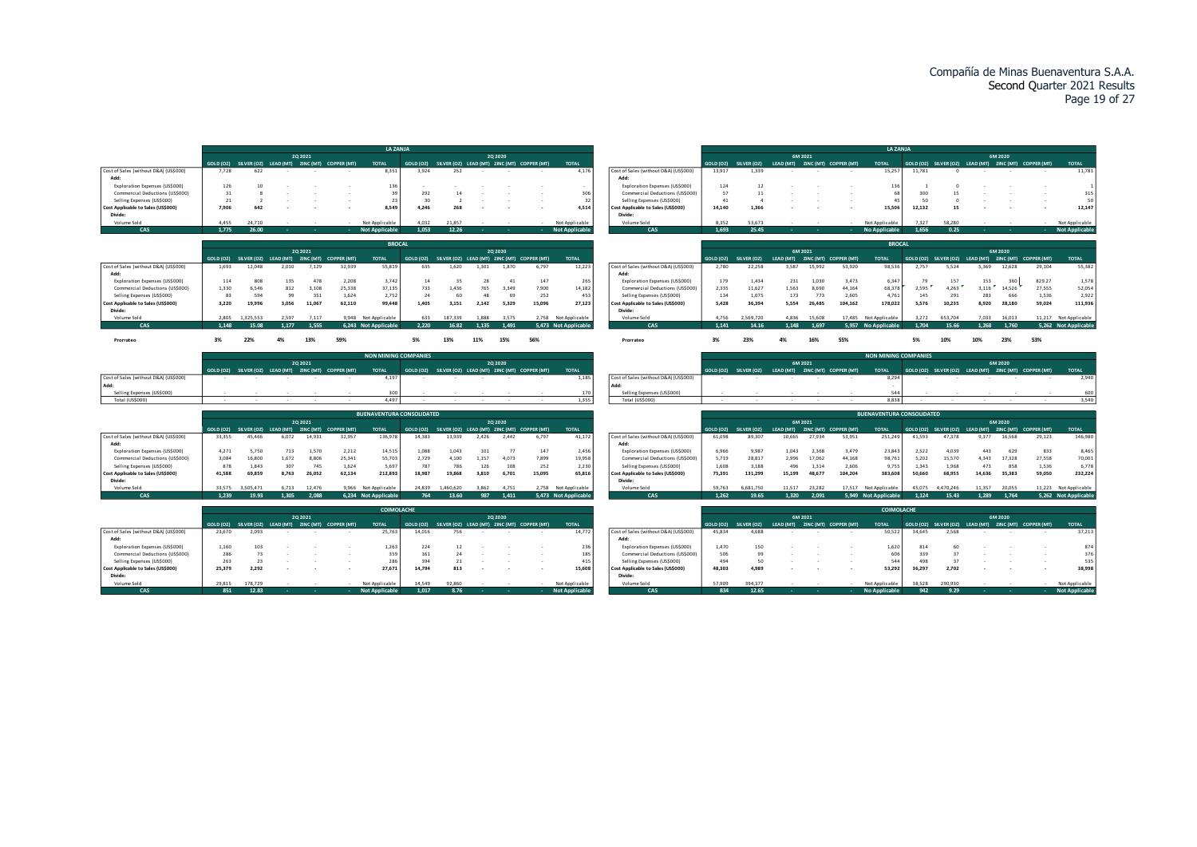### LA ZANJA

| | 2Q 2021 | | | | | | 2Q 2020 | | | | | |
|---|---|---|---|---|---|---|---|---|---|---|---|---|
| | GOLD (OZ) | SILVER (OZ) | LEAD (MT) | ZINC (MT) | COPPER (MT) | TOTAL | GOLD (OZ) | SILVER (OZ) | LEAD (MT) | ZINC (MT) | COPPER (MT) | TOTAL |
| Cost of Sales (without D&A) (US$000) | 7,728 | 622 | - | - | - | 8,351 | 3,924 | 252 | - | - | - | 4,176 |
| Add: | | | | | | | | | | | | |
| Exploration Expenses (US$000) | 126 | 10 | - | - | - | 136 | - | - | - | - | - | - |
| Commercial Deductions (US$000) | 31 | 8 | - | - | - | 39 | 292 | 14 | - | - | - | 306 |
| Selling Expenses (US$000) | 21 | 2 | - | - | - | 23 | 30 | 2 | - | - | - | 32 |
| Cost Applicable to Sales (US$000) | 7,906 | 642 | - | - | - | 8,549 | 4,246 | 268 | - | - | - | 4,514 |
| Divide: | | | | | | | | | | | | |
| Volume Sold | 4,455 | 24,710 | - | - | - | Not Applicable | 4,032 | 21,857 | - | - | - | Not Applicable |
| CAS | 1,775 | 26.00 | - | - | - | Not Applicable | 1,053 | 12.26 | - | - | - | Not Applicable |

| | 6M 2021 | | | | | | 6M 2020 | | | | | |
|---|---|---|---|---|---|---|---|---|---|---|---|---|
| | GOLD (OZ) | SILVER (OZ) | LEAD (MT) | ZINC (MT) | COPPER (MT) | TOTAL | GOLD (OZ) | SILVER (OZ) | LEAD (MT) | ZINC (MT) | COPPER (MT) | TOTAL |
| Cost of Sales (without D&A) (US$000) | 13,917 | 1,339 | - | - | - | 15,257 | 11,781 | 0 | - | - | - | 11,781 |
| Add: | | | | | | | | | | | | |
| Exploration Expenses (US$000) | 124 | 12 | - | - | - | 136 | 1 | 0 | - | - | - | 1 |
| Commercial Deductions (US$000) | 57 | 11 | - | - | - | 68 | 300 | 15 | - | - | - | 315 |
| Selling Expenses (US$000) | 41 | 4 | - | - | - | 45 | 50 | 0 | - | - | - | 50 |
| Cost Applicable to Sales (US$000) | 14,140 | 1,366 | - | - | - | 15,506 | 12,132 | 15 | - | - | - | 12,147 |
| Divide: | | | | | | | | | | | | |
| Volume Sold | 8,352 | 53,673 | - | - | - | Not Applicable | 7,327 | 58,280 | - | - | - | Not Applicable |
| CAS | 1,693 | 25.45 | - | - | - | No Applicable | 1,656 | 0.25 | - | - | - | Not Applicable |

### BROCAL

| | 2Q 2021 | | | | | | 2Q 2020 | | | | | |
|---|---|---|---|---|---|---|---|---|---|---|---|---|
| | GOLD (OZ) | SILVER (OZ) | LEAD (MT) | ZINC (MT) | COPPER (MT) | TOTAL | GOLD (OZ) | SILVER (OZ) | LEAD (MT) | ZINC (MT) | COPPER (MT) | TOTAL |
| Cost of Sales (without D&A) (US$000) | 1,693 | 12,048 | 2,010 | 7,129 | 32,939 | 55,819 | 635 | 1,620 | 1,301 | 1,870 | 6,797 | 12,223 |
| Add: | | | | | | | | | | | | |
| Exploration Expenses (US$000) | 114 | 808 | 135 | 478 | 2,208 | 3,742 | 14 | 35 | 28 | 41 | 147 | 265 |
| Commercial Deductions (US$000) | 1,330 | 6,546 | 812 | 3,108 | 25,338 | 37,135 | 733 | 1,436 | 765 | 3,349 | 7,900 | 14,182 |
| Selling Expenses (US$000) | 83 | 594 | 99 | 351 | 1,624 | 2,752 | 24 | 60 | 48 | 69 | 252 | 453 |
| Cost Applicable to Sales (US$000) | 3,220 | 19,996 | 3,056 | 11,067 | 62,110 | 99,448 | 1,405 | 3,151 | 2,142 | 5,329 | 15,096 | 27,123 |
| Divide: | | | | | | | | | | | | |
| Volume Sold | 2,805 | 1,325,553 | 2,597 | 7,117 | 9,948 | Not Applicable | 633 | 187,339 | 1,888 | 3,575 | 2,758 | Not Applicable |
| CAS | 1,148 | 15.08 | 1,177 | 1,555 | 6,243 | Not Applicable | 2,220 | 16.82 | 1,135 | 1,491 | 5,473 | Not Applicable |
| Prorrateo | 3% | 22% | 4% | 13% | 59% | | 5% | 13% | 11% | 15% | 56% | |

| | 6M 2021 | | | | | | 6M 2020 | | | | | |
|---|---|---|---|---|---|---|---|---|---|---|---|---|
| | GOLD (OZ) | SILVER (OZ) | LEAD (MT) | ZINC (MT) | COPPER (MT) | TOTAL | GOLD (OZ) | SILVER (OZ) | LEAD (MT) | ZINC (MT) | COPPER (MT) | TOTAL |
| Cost of Sales (without D&A) (US$000) | 2,780 | 22,258 | 3,587 | 15,992 | 53,920 | 98,536 | 2,757 | 5,524 | 5,369 | 12,628 | 29,104 | 55,382 |
| Add: | | | | | | | | | | | | |
| Exploration Expenses (US$000) | 179 | 1,434 | 231 | 1,030 | 3,473 | 6,347 | 79 | 157 | 153 | 360 | 829.27 | 1,578 |
| Commercial Deductions (US$000) | 2,335 | 11,627 | 1,563 | 8,690 | 44,164 | 68,378 | 2,595 | 4,263 | 3,116 | 14,526 | 27,555 | 52,054 |
| Selling Expenses (US$000) | 134 | 1,075 | 173 | 773 | 2,605 | 4,761 | 145 | 291 | 283 | 666 | 1,536 | 2,922 |
| Cost Applicable to Sales (US$000) | 5,428 | 36,394 | 5,554 | 26,485 | 104,162 | 178,022 | 5,576 | 10,235 | 8,920 | 28,180 | 59,024 | 111,936 |
| Divide: | | | | | | | | | | | | |
| Volume Sold | 4,756 | 2,569,720 | 4,836 | 15,608 | 17,485 | Not Applicable | 3,272 | 653,704 | 7,033 | 16,013 | 11,217 | Not Applicable |
| CAS | 1,141 | 14.16 | 1,148 | 1,697 | 5,957 | No Applicable | 1,704 | 15.66 | 1,268 | 1,760 | 5,262 | Not Applicable |
| Prorrateo | 3% | 23% | 4% | 16% | 55% | | 5% | 10% | 10% | 23% | 53% | |

### NON MINING COMPANIES

| | 2Q 2021 | | | | | | 2Q 2020 | | | | | |
|---|---|---|---|---|---|---|---|---|---|---|---|---|
| | GOLD (OZ) | SILVER (OZ) | LEAD (MT) | ZINC (MT) | COPPER (MT) | TOTAL | GOLD (OZ) | SILVER (OZ) | LEAD (MT) | ZINC (MT) | COPPER (MT) | TOTAL |
| Cost of Sales (without D&A) (US$000) | - | - | - | - | - | 4,197 | - | - | - | - | - | 1,185 |
| Add: | | | | | | | | | | | | |
| Selling Expenses (US$000) | - | - | - | - | - | 300 | - | - | - | - | - | 170 |
| Total (US$000) | - | - | - | - | - | 4,497 | - | - | - | - | - | 1,355 |

| | 6M 2021 | | | | | | 6M 2020 | | | | | |
|---|---|---|---|---|---|---|---|---|---|---|---|---|
| | GOLD (OZ) | SILVER (OZ) | LEAD (MT) | ZINC (MT) | COPPER (MT) | TOTAL | GOLD (OZ) | SILVER (OZ) | LEAD (MT) | ZINC (MT) | COPPER (MT) | TOTAL |
| Cost of Sales (without D&A) (US$000) | - | - | - | - | - | 8,294 | - | - | - | - | - | 2,940 |
| Add: | | | | | | - | | | | | | |
| Selling Expenses (US$000) | - | - | - | - | - | 544 | - | - | - | - | - | 600 |
| Total (US$000) | - | - | - | - | - | 8,838 | - | - | - | - | - | 3,540 |

### BUENAVENTURA CONSOLIDATED

| | 2Q 2021 | | | | | | 2Q 2020 | | | | | |
|---|---|---|---|---|---|---|---|---|---|---|---|---|
| | GOLD (OZ) | SILVER (OZ) | LEAD (MT) | ZINC (MT) | COPPER (MT) | TOTAL | GOLD (OZ) | SILVER (OZ) | LEAD (MT) | ZINC (MT) | COPPER (MT) | TOTAL |
| Cost of Sales (without D&A) (US$000) | 33,355 | 45,466 | 6,072 | 14,931 | 32,957 | 136,978 | 14,383 | 13,939 | 2,426 | 2,442 | 6,797 | 41,172 |
| Add: | | | | | | | | | | | | |
| Exploration Expenses (US$000) | 4,271 | 5,750 | 713 | 1,570 | 2,212 | 14,515 | 1,088 | 1,043 | 101 | 77 | 147 | 2,456 |
| Commercial Deductions (US$000) | 3,084 | 16,800 | 1,672 | 8,806 | 25,341 | 55,703 | 2,729 | 4,100 | 1,157 | 4,073 | 7,899 | 19,958 |
| Selling Expenses (US$000) | 878 | 1,843 | 307 | 745 | 1,624 | 5,697 | 787 | 786 | 126 | 108 | 252 | 2,230 |
| Cost Applicable to Sales (US$000) | 41,588 | 69,859 | 8,763 | 26,052 | 62,134 | 212,893 | 18,987 | 19,868 | 3,810 | 6,701 | 15,095 | 65,816 |
| Divide: | | | | | | | | | | | | |
| Volume Sold | 33,575 | 3,505,471 | 6,713 | 12,476 | 9,966 | Not Applicable | 24,839 | 1,460,620 | 3,862 | 4,751 | 2,758 | Not Applicable |
| CAS | 1,239 | 19.93 | 1,305 | 2,088 | 6,234 | Not Applicable | 764 | 13.60 | 987 | 1,411 | 5,473 | Not Applicable |

| | 6M 2021 | | | | | | 6M 2020 | | | | | |
|---|---|---|---|---|---|---|---|---|---|---|---|---|
| | GOLD (OZ) | SILVER (OZ) | LEAD (MT) | ZINC (MT) | COPPER (MT) | TOTAL | GOLD (OZ) | SILVER (OZ) | LEAD (MT) | ZINC (MT) | COPPER (MT) | TOTAL |
| Cost of Sales (without D&A) (US$000) | 61,098 | 89,307 | 10,665 | 27,934 | 53,951 | 251,249 | 41,593 | 47,378 | 9,377 | 16,568 | 29,123 | 146,980 |
| Add: | | | | | | | | | | | | |
| Exploration Expenses (US$000) | 6,966 | 9,987 | 1,043 | 2,368 | 3,479 | 23,843 | 2,522 | 4,039 | 443 | 629 | 833 | 8,465 |
| Commercial Deductions (US$000) | 5,719 | 28,817 | 2,996 | 17,062 | 44,168 | 98,761 | 5,202 | 15,570 | 4,343 | 17,328 | 27,558 | 70,001 |
| Selling Expenses (US$000) | 1,608 | 3,188 | 496 | 1,314 | 2,606 | 9,755 | 1,343 | 1,968 | 473 | 858 | 1,536 | 6,778 |
| Cost Applicable to Sales (US$000) | 75,391 | 131,299 | 15,199 | 48,677 | 104,204 | 383,608 | 50,660 | 68,955 | 14,636 | 35,383 | 59,050 | 232,224 |
| Divide: | | | | | | | | | | | | |
| Volume Sold | 59,763 | 6,681,750 | 11,517 | 23,282 | 17,517 | Not Applicable | 45,075 | 4,470,246 | 11,357 | 20,055 | 11,223 | Not Applicable |
| CAS | 1,262 | 19.65 | 1,320 | 2,091 | 5,949 | Not Applicable | 1,124 | 15.43 | 1,289 | 1,764 | 5,262 | Not Applicable |

### COIMOLACHE

| | 2Q 2021 | | | | | | 2Q 2020 | | | | | |
|---|---|---|---|---|---|---|---|---|---|---|---|---|
| | GOLD (OZ) | SILVER (OZ) | LEAD (MT) | ZINC (MT) | COPPER (MT) | TOTAL | GOLD (OZ) | SILVER (OZ) | LEAD (MT) | ZINC (MT) | COPPER (MT) | TOTAL |
| Cost of Sales (without D&A) (US$000) | 23,670 | 2,093 | - | - | - | 25,763 | 14,016 | 756 | - | - | - | 14,772 |
| Add: | | | | | | | | | | | | |
| Exploration Expenses (US$000) | 1,160 | 103 | - | - | - | 1,263 | 224 | 12 | - | - | - | 236 |
| Commercial Deductions (US$000) | 286 | 73 | - | - | - | 359 | 161 | 24 | - | - | - | 185 |
| Selling Expenses (US$000) | 263 | 23 | - | - | - | 286 | 394 | 21 | - | - | - | 415 |
| Cost Applicable to Sales (US$000) | 25,379 | 2,292 | - | - | - | 27,671 | 14,794 | 813 | - | - | - | 15,608 |
| Divide: | | | | | | | | | | | | |
| Volume Sold | 29,815 | 178,729 | - | - | - | Not Applicable | 14,549 | 92,860 | - | - | - | Not Applicable |
| CAS | 851 | 12.83 | - | - | - | Not Applicable | 1,017 | 8.76 | - | - | - | Not Applicable |

| | 6M 2021 | | | | | | 6M 2020 | | | | | |
|---|---|---|---|---|---|---|---|---|---|---|---|---|
| | GOLD (OZ) | SILVER (OZ) | LEAD (MT) | ZINC (MT) | COPPER (MT) | TOTAL | GOLD (OZ) | SILVER (OZ) | LEAD (MT) | ZINC (MT) | COPPER (MT) | TOTAL |
| Cost of Sales (without D&A) (US$000) | 45,834 | 4,688 | - | - | - | 50,522 | 34,645 | 2,568 | - | - | - | 37,213 |
| Add: | | | | | | | | | | | | |
| Exploration Expenses (US$000) | 1,470 | 150 | - | - | - | 1,620 | 814 | 60 | - | - | - | 874 |
| Commercial Deductions (US$000) | 506 | 99 | - | - | - | 606 | 339 | 37 | - | - | - | 376 |
| Selling Expenses (US$000) | 494 | 50 | - | - | - | 544 | 498 | 37 | - | - | - | 535 |
| Cost Applicable to Sales (US$000) | 48,303 | 4,989 | - | - | - | 53,292 | 36,297 | 2,702 | - | - | - | 38,998 |
| Divide: | | | | | | | | | | | | |
| Volume Sold | 57,909 | 394,377 | - | - | - | Not Applicable | 38,528 | 290,930 | - | - | - | Not Applicable |
| CAS | 834 | 12.65 | - | - | - | No Applicable | 942 | 9.29 | - | - | - | Not Applicable |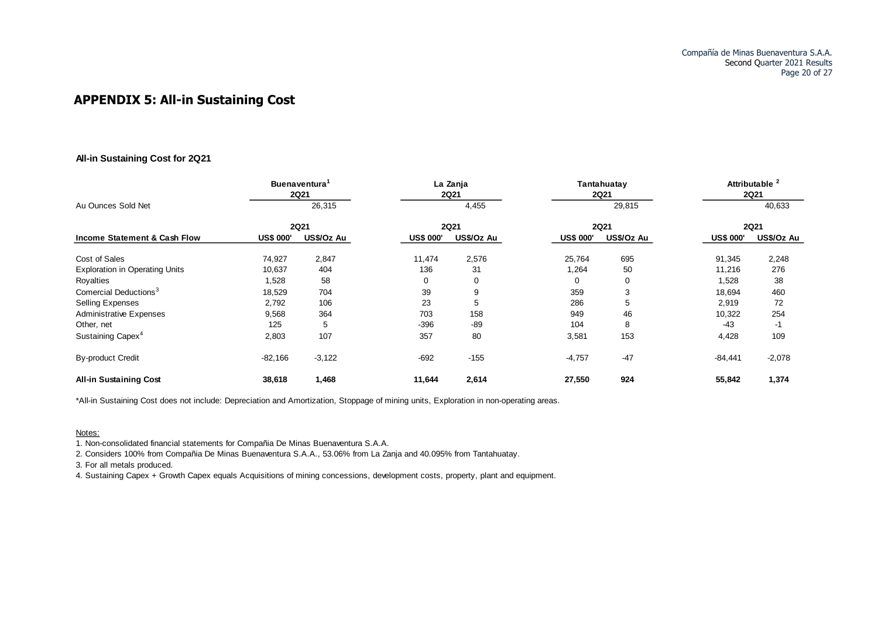# APPENDIX 5: All-in Sustaining Cost

### All-in Sustaining Cost for 2Q21

| | Buenaventura[1] 2Q21 | | La Zanja 2Q21 | | Tantahuatay 2Q21 | | Attributable [2] 2Q21 | |
|---|---|---|---|---|---|---|---|---|
| Au Ounces Sold Net | 26,315 | | 4,455 | | 29,815 | | 40,633 | |
| | 2Q21 | | 2Q21 | | 2Q21 | | 2Q21 | |
| **Income Statement & Cash Flow** | **US$ 000'** | **US$/Oz Au** | **US$ 000'** | **US$/Oz Au** | **US$ 000'** | **US$/Oz Au** | **US$ 000'** | **US$/Oz Au** |
| Cost of Sales | 74,927 | 2,847 | 11,474 | 2,576 | 25,764 | 695 | 91,345 | 2,248 |
| Exploration in Operating Units | 10,637 | 404 | 136 | 31 | 1,264 | 50 | 11,216 | 276 |
| Royalties | 1,528 | 58 | 0 | 0 | 0 | 0 | 1,528 | 38 |
| Comercial Deductions[3] | 18,529 | 704 | 39 | 9 | 359 | 3 | 18,694 | 460 |
| Selling Expenses | 2,792 | 106 | 23 | 5 | 286 | 5 | 2,919 | 72 |
| Administrative Expenses | 9,568 | 364 | 703 | 158 | 949 | 46 | 10,322 | 254 |
| Other, net | 125 | 5 | -396 | -89 | 104 | 8 | -43 | -1 |
| Sustaining Capex[4] | 2,803 | 107 | 357 | 80 | 3,581 | 153 | 4,428 | 109 |
| By-product Credit | -82,166 | -3,122 | -692 | -155 | -4,757 | -47 | -84,441 | -2,078 |
| **All-in Sustaining Cost** | **38,618** | **1,468** | **11,644** | **2,614** | **27,550** | **924** | **55,842** | **1,374** |

*All-in Sustaining Cost does not include: Depreciation and Amortization, Stoppage of mining units, Exploration in non-operating areas.

Notes:

1. Non-consolidated financial statements for Compañia De Minas Buenaventura S.A.A.
2. Considers 100% from Compañia De Minas Buenaventura S.A.A., 53.06% from La Zanja and 40.095% from Tantahuatay.
3. For all metals produced.
4. Sustaining Capex + Growth Capex equals Acquisitions of mining concessions, development costs, property, plant and equipment.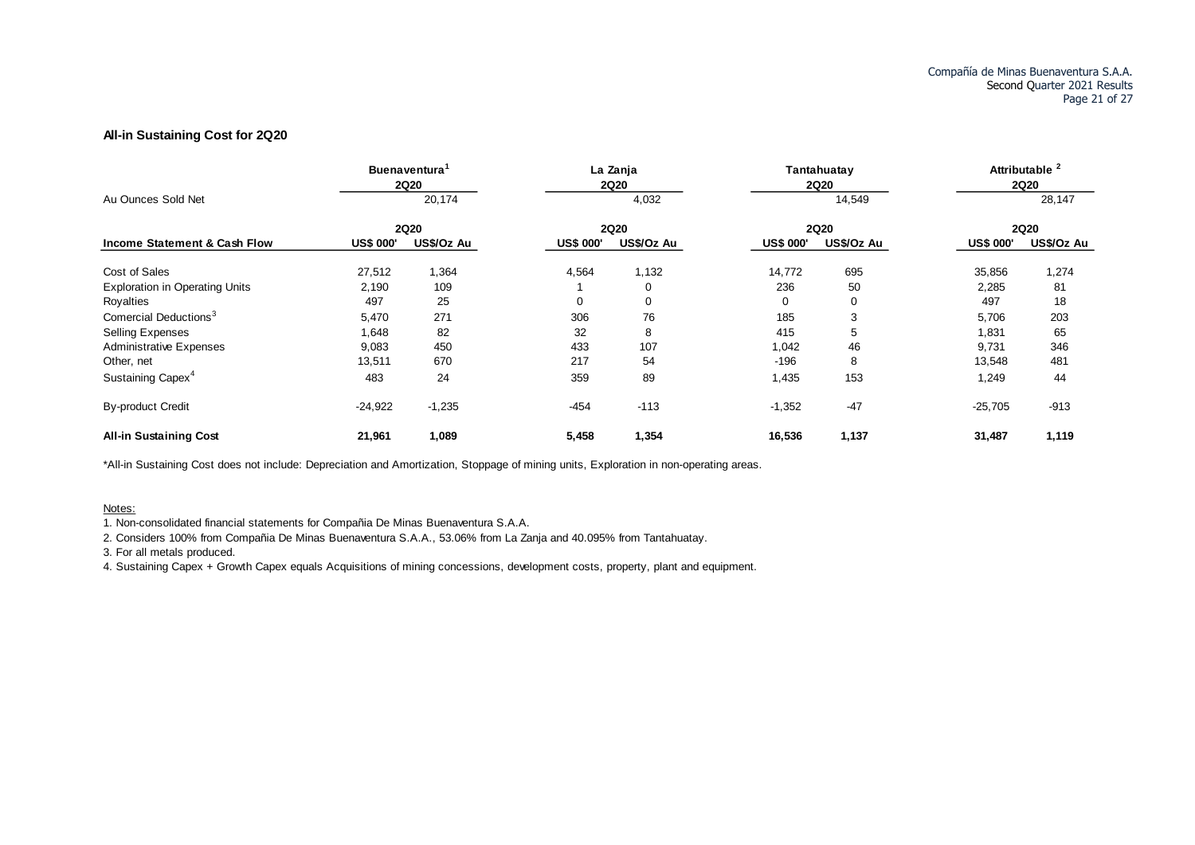### All-in Sustaining Cost for 2Q20

| | Buenaventura[1] 2Q20 | | La Zanja 2Q20 | | Tantahuatay 2Q20 | | Attributable [2] 2Q20 | |
|---|---|---|---|---|---|---|---|---|
| Au Ounces Sold Net | | 20,174 | | 4,032 | | 14,549 | | 28,147 |
| | 2Q20 | | 2Q20 | | 2Q20 | | 2Q20 | |
| **Income Statement & Cash Flow** | **US$ 000'** | **US$/Oz Au** | **US$ 000'** | **US$/Oz Au** | **US$ 000'** | **US$/Oz Au** | **US$ 000'** | **US$/Oz Au** |
| Cost of Sales | 27,512 | 1,364 | 4,564 | 1,132 | 14,772 | 695 | 35,856 | 1,274 |
| Exploration in Operating Units | 2,190 | 109 | 1 | 0 | 236 | 50 | 2,285 | 81 |
| Royalties | 497 | 25 | 0 | 0 | 0 | 0 | 497 | 18 |
| Comercial Deductions[3] | 5,470 | 271 | 306 | 76 | 185 | 3 | 5,706 | 203 |
| Selling Expenses | 1,648 | 82 | 32 | 8 | 415 | 5 | 1,831 | 65 |
| Administrative Expenses | 9,083 | 450 | 433 | 107 | 1,042 | 46 | 9,731 | 346 |
| Other, net | 13,511 | 670 | 217 | 54 | -196 | 8 | 13,548 | 481 |
| Sustaining Capex[4] | 483 | 24 | 359 | 89 | 1,435 | 153 | 1,249 | 44 |
| By-product Credit | -24,922 | -1,235 | -454 | -113 | -1,352 | -47 | -25,705 | -913 |
| **All-in Sustaining Cost** | **21,961** | **1,089** | **5,458** | **1,354** | **16,536** | **1,137** | **31,487** | **1,119** |

*All-in Sustaining Cost does not include: Depreciation and Amortization, Stoppage of mining units, Exploration in non-operating areas.

Notes:

1. Non-consolidated financial statements for Compañia De Minas Buenaventura S.A.A.
2. Considers 100% from Compañia De Minas Buenaventura S.A.A., 53.06% from La Zanja and 40.095% from Tantahuatay.
3. For all metals produced.
4. Sustaining Capex + Growth Capex equals Acquisitions of mining concessions, development costs, property, plant and equipment.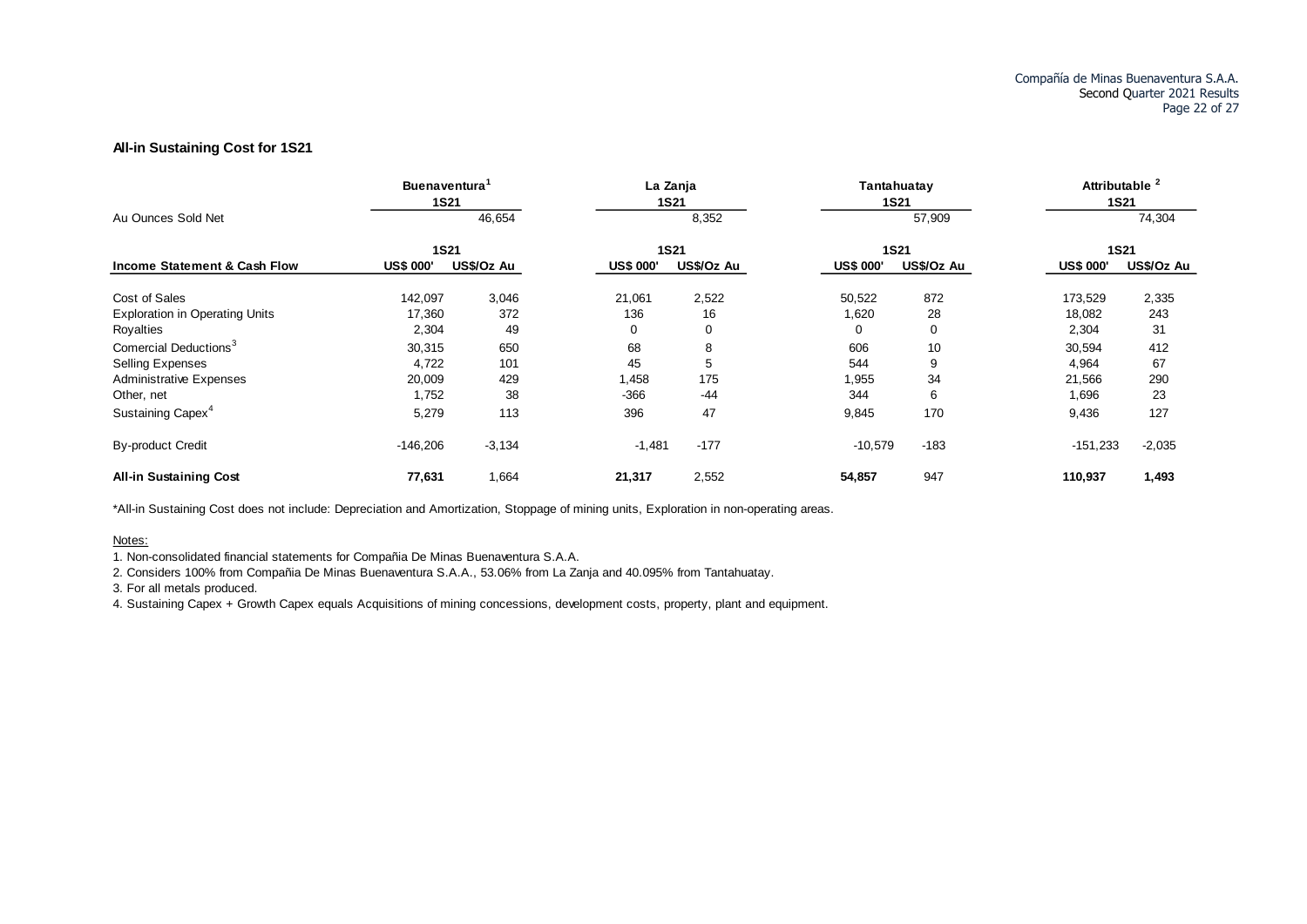### All-in Sustaining Cost for 1S21

| | Buenaventura[1] | | La Zanja | | Tantahuatay | | Attributable [2] | |
|---|---|---|---|---|---|---|---|---|
| | 1S21 | | 1S21 | | 1S21 | | 1S21 | |
| Au Ounces Sold Net | | 46,654 | | 8,352 | | 57,909 | | 74,304 |
| | 1S21 | | 1S21 | | 1S21 | | 1S21 | |
| **Income Statement & Cash Flow** | **US$ 000'** | **US$/Oz Au** | **US$ 000'** | **US$/Oz Au** | **US$ 000'** | **US$/Oz Au** | **US$ 000'** | **US$/Oz Au** |
| Cost of Sales | 142,097 | 3,046 | 21,061 | 2,522 | 50,522 | 872 | 173,529 | 2,335 |
| Exploration in Operating Units | 17,360 | 372 | 136 | 16 | 1,620 | 28 | 18,082 | 243 |
| Royalties | 2,304 | 49 | 0 | 0 | 0 | 0 | 2,304 | 31 |
| Comercial Deductions[3] | 30,315 | 650 | 68 | 8 | 606 | 10 | 30,594 | 412 |
| Selling Expenses | 4,722 | 101 | 45 | 5 | 544 | 9 | 4,964 | 67 |
| Administrative Expenses | 20,009 | 429 | 1,458 | 175 | 1,955 | 34 | 21,566 | 290 |
| Other, net | 1,752 | 38 | -366 | -44 | 344 | 6 | 1,696 | 23 |
| Sustaining Capex[4] | 5,279 | 113 | 396 | 47 | 9,845 | 170 | 9,436 | 127 |
| By-product Credit | -146,206 | -3,134 | -1,481 | -177 | -10,579 | -183 | -151,233 | -2,035 |
| **All-in Sustaining Cost** | **77,631** | 1,664 | **21,317** | 2,552 | **54,857** | 947 | **110,937** | **1,493** |

*All-in Sustaining Cost does not include: Depreciation and Amortization, Stoppage of mining units, Exploration in non-operating areas.

Notes:

1. Non-consolidated financial statements for Compañia De Minas Buenaventura S.A.A.
2. Considers 100% from Compañia De Minas Buenaventura S.A.A., 53.06% from La Zanja and 40.095% from Tantahuatay.
3. For all metals produced.
4. Sustaining Capex + Growth Capex equals Acquisitions of mining concessions, development costs, property, plant and equipment.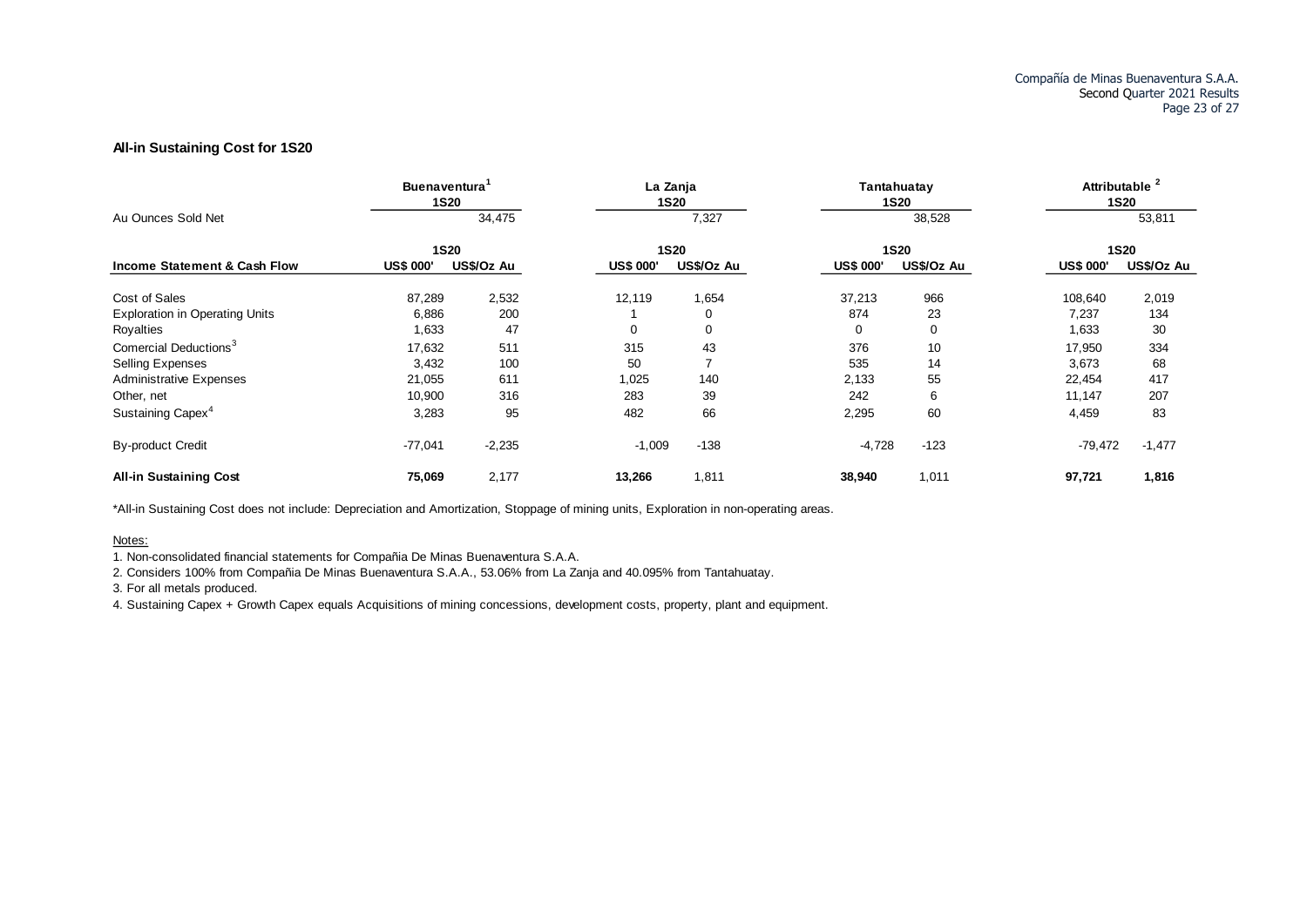### All-in Sustaining Cost for 1S20

| | Buenaventura[1] | | La Zanja | | Tantahuatay | | Attributable [2] | |
|---|---|---|---|---|---|---|---|---|
| | 1S20 | | 1S20 | | 1S20 | | 1S20 | |
| Au Ounces Sold Net | | 34,475 | | 7,327 | | 38,528 | | 53,811 |
| | 1S20 | | 1S20 | | 1S20 | | 1S20 | |
| **Income Statement & Cash Flow** | **US$ 000'** | **US$/Oz Au** | **US$ 000'** | **US$/Oz Au** | **US$ 000'** | **US$/Oz Au** | **US$ 000'** | **US$/Oz Au** |
| Cost of Sales | 87,289 | 2,532 | 12,119 | 1,654 | 37,213 | 966 | 108,640 | 2,019 |
| Exploration in Operating Units | 6,886 | 200 | 1 | 0 | 874 | 23 | 7,237 | 134 |
| Royalties | 1,633 | 47 | 0 | 0 | 0 | 0 | 1,633 | 30 |
| Comercial Deductions[3] | 17,632 | 511 | 315 | 43 | 376 | 10 | 17,950 | 334 |
| Selling Expenses | 3,432 | 100 | 50 | 7 | 535 | 14 | 3,673 | 68 |
| Administrative Expenses | 21,055 | 611 | 1,025 | 140 | 2,133 | 55 | 22,454 | 417 |
| Other, net | 10,900 | 316 | 283 | 39 | 242 | 6 | 11,147 | 207 |
| Sustaining Capex[4] | 3,283 | 95 | 482 | 66 | 2,295 | 60 | 4,459 | 83 |
| By-product Credit | -77,041 | -2,235 | -1,009 | -138 | -4,728 | -123 | -79,472 | -1,477 |
| **All-in Sustaining Cost** | **75,069** | 2,177 | **13,266** | 1,811 | **38,940** | 1,011 | **97,721** | **1,816** |

*All-in Sustaining Cost does not include: Depreciation and Amortization, Stoppage of mining units, Exploration in non-operating areas.

Notes:

1. Non-consolidated financial statements for Compañia De Minas Buenaventura S.A.A.
2. Considers 100% from Compañia De Minas Buenaventura S.A.A., 53.06% from La Zanja and 40.095% from Tantahuatay.
3. For all metals produced.
4. Sustaining Capex + Growth Capex equals Acquisitions of mining concessions, development costs, property, plant and equipment.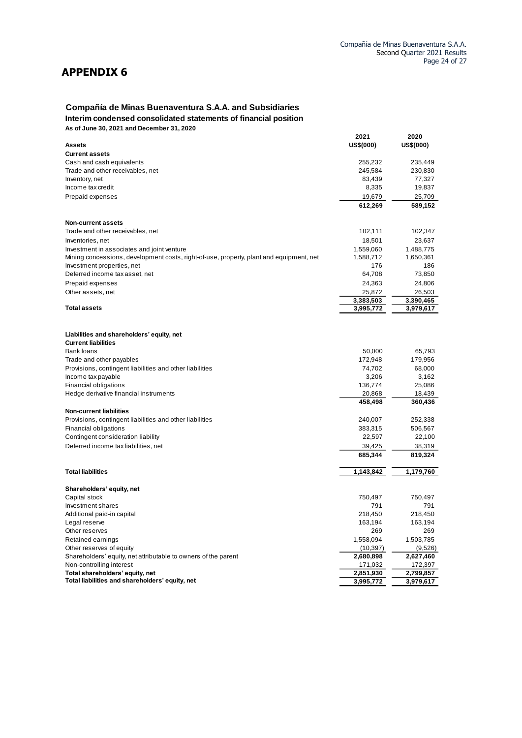# APPENDIX 6

**Compañía de Minas Buenaventura S.A.A. and Subsidiaries**

**Interim condensed consolidated statements of financial position**

**As of June 30, 2021 and December 31, 2020**

| **Assets** | **2021 US$(000)** | **2020 US$(000)** |
|---|---|---|
| **Current assets** | | |
| Cash and cash equivalents | 255,232 | 235,449 |
| Trade and other receivables, net | 245,584 | 230,830 |
| Inventory, net | 83,439 | 77,327 |
| Income tax credit | 8,335 | 19,837 |
| Prepaid expenses | 19,679 | 25,709 |
| | **612,269** | **589,152** |
| **Non-current assets** | | |
| Trade and other receivables, net | 102,111 | 102,347 |
| Inventories, net | 18,501 | 23,637 |
| Investment in associates and joint venture | 1,559,060 | 1,488,775 |
| Mining concessions, development costs, right-of-use, property, plant and equipment, net | 1,588,712 | 1,650,361 |
| Investment properties, net | 176 | 186 |
| Deferred income tax asset, net | 64,708 | 73,850 |
| Prepaid expenses | 24,363 | 24,806 |
| Other assets, net | 25,872 | 26,503 |
| | **3,383,503** | **3,390,465** |
| **Total assets** | **3,995,772** | **3,979,617** |
| | | |
| **Liabilities and shareholders' equity, net** | | |
| **Current liabilities** | | |
| Bank loans | 50,000 | 65,793 |
| Trade and other payables | 172,948 | 179,956 |
| Provisions, contingent liabilities and other liabilities | 74,702 | 68,000 |
| Income tax payable | 3,206 | 3,162 |
| Financial obligations | 136,774 | 25,086 |
| Hedge derivative financial instruments | 20,868 | 18,439 |
| | **458,498** | **360,436** |
| **Non-current liabilities** | | |
| Provisions, contingent liabilities and other liabilities | 240,007 | 252,338 |
| Financial obligations | 383,315 | 506,567 |
| Contingent consideration liability | 22,597 | 22,100 |
| Deferred income tax liabilities, net | 39,425 | 38,319 |
| | **685,344** | **819,324** |
| **Total liabilities** | **1,143,842** | **1,179,760** |
| | | |
| **Shareholders' equity, net** | | |
| Capital stock | 750,497 | 750,497 |
| Investment shares | 791 | 791 |
| Additional paid-in capital | 218,450 | 218,450 |
| Legal reserve | 163,194 | 163,194 |
| Other reserves | 269 | 269 |
| Retained earnings | 1,558,094 | 1,503,785 |
| Other reserves of equity | (10,397) | (9,526) |
| Shareholders' equity, net attributable to owners of the parent | **2,680,898** | **2,627,460** |
| Non-controlling interest | 171,032 | 172,397 |
| **Total shareholders' equity, net** | **2,851,930** | **2,799,857** |
| **Total liabilities and shareholders' equity, net** | **3,995,772** | **3,979,617** |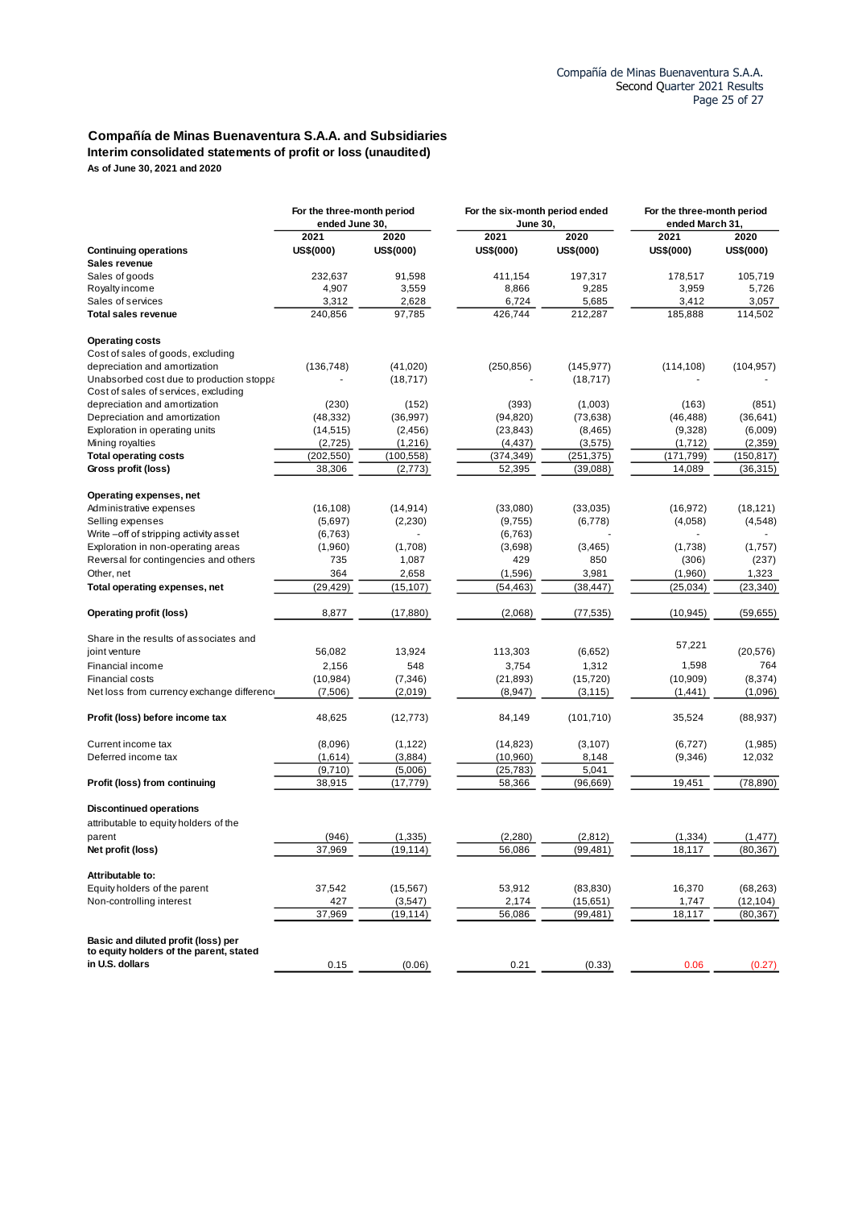## Compañía de Minas Buenaventura S.A.A. and Subsidiaries

**Interim consolidated statements of profit or loss (unaudited)**

**As of June 30, 2021 and 2020**

| | For the three-month period ended June 30, | | For the six-month period ended June 30, | | For the three-month period ended March 31, | |
|---|---|---|---|---|---|---|
| | 2021 | 2020 | 2021 | 2020 | 2021 | 2020 |
| **Continuing operations** | **US$(000)** | **US$(000)** | **US$(000)** | **US$(000)** | **US$(000)** | **US$(000)** |
| **Sales revenue** | | | | | | |
| Sales of goods | 232,637 | 91,598 | 411,154 | 197,317 | 178,517 | 105,719 |
| Royalty income | 4,907 | 3,559 | 8,866 | 9,285 | 3,959 | 5,726 |
| Sales of services | 3,312 | 2,628 | 6,724 | 5,685 | 3,412 | 3,057 |
| **Total sales revenue** | 240,856 | 97,785 | 426,744 | 212,287 | 185,888 | 114,502 |
| **Operating costs** | | | | | | |
| Cost of sales of goods, excluding depreciation and amortization | (136,748) | (41,020) | (250,856) | (145,977) | (114,108) | (104,957) |
| Unabsorbed cost due to production stoppa | - | (18,717) | - | (18,717) | - | - |
| Cost of sales of services, excluding depreciation and amortization | (230) | (152) | (393) | (1,003) | (163) | (851) |
| Depreciation and amortization | (48,332) | (36,997) | (94,820) | (73,638) | (46,488) | (36,641) |
| Exploration in operating units | (14,515) | (2,456) | (23,843) | (8,465) | (9,328) | (6,009) |
| Mining royalties | (2,725) | (1,216) | (4,437) | (3,575) | (1,712) | (2,359) |
| **Total operating costs** | (202,550) | (100,558) | (374,349) | (251,375) | (171,799) | (150,817) |
| **Gross profit (loss)** | 38,306 | (2,773) | 52,395 | (39,088) | 14,089 | (36,315) |
| **Operating expenses, net** | | | | | | |
| Administrative expenses | (16,108) | (14,914) | (33,080) | (33,035) | (16,972) | (18,121) |
| Selling expenses | (5,697) | (2,230) | (9,755) | (6,778) | (4,058) | (4,548) |
| Write –off of stripping activity asset | (6,763) | - | (6,763) | - | - | - |
| Exploration in non-operating areas | (1,960) | (1,708) | (3,698) | (3,465) | (1,738) | (1,757) |
| Reversal for contingencies and others | 735 | 1,087 | 429 | 850 | (306) | (237) |
| Other, net | 364 | 2,658 | (1,596) | 3,981 | (1,960) | 1,323 |
| **Total operating expenses, net** | (29,429) | (15,107) | (54,463) | (38,447) | (25,034) | (23,340) |
| **Operating profit (loss)** | 8,877 | (17,880) | (2,068) | (77,535) | (10,945) | (59,655) |
| Share in the results of associates and joint venture | 56,082 | 13,924 | 113,303 | (6,652) | 57,221 | (20,576) |
| Financial income | 2,156 | 548 | 3,754 | 1,312 | 1,598 | 764 |
| Financial costs | (10,984) | (7,346) | (21,893) | (15,720) | (10,909) | (8,374) |
| Net loss from currency exchange differenc | (7,506) | (2,019) | (8,947) | (3,115) | (1,441) | (1,096) |
| **Profit (loss) before income tax** | 48,625 | (12,773) | 84,149 | (101,710) | 35,524 | (88,937) |
| Current income tax | (8,096) | (1,122) | (14,823) | (3,107) | (6,727) | (1,985) |
| Deferred income tax | (1,614) | (3,884) | (10,960) | 8,148 | (9,346) | 12,032 |
| | (9,710) | (5,006) | (25,783) | 5,041 | | |
| **Profit (loss) from continuing** | 38,915 | (17,779) | 58,366 | (96,669) | 19,451 | (78,890) |
| **Discontinued operations** | | | | | | |
| attributable to equity holders of the parent | (946) | (1,335) | (2,280) | (2,812) | (1,334) | (1,477) |
| **Net profit (loss)** | 37,969 | (19,114) | 56,086 | (99,481) | 18,117 | (80,367) |
| **Attributable to:** | | | | | | |
| Equity holders of the parent | 37,542 | (15,567) | 53,912 | (83,830) | 16,370 | (68,263) |
| Non-controlling interest | 427 | (3,547) | 2,174 | (15,651) | 1,747 | (12,104) |
| | 37,969 | (19,114) | 56,086 | (99,481) | 18,117 | (80,367) |
| **Basic and diluted profit (loss) per to equity holders of the parent, stated in U.S. dollars** | 0.15 | (0.06) | 0.21 | (0.33) | 0.06 | (0.27) |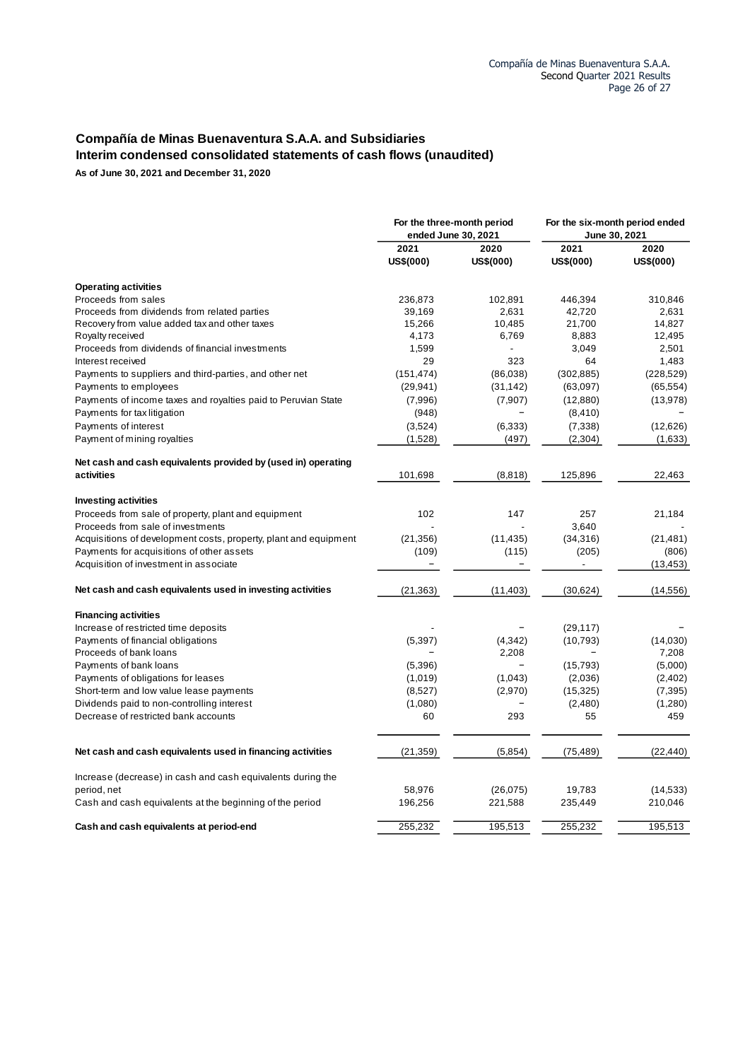## Compañía de Minas Buenaventura S.A.A. and Subsidiaries

## Interim condensed consolidated statements of cash flows (unaudited)

**As of June 30, 2021 and December 31, 2020**

| | For the three-month period ended June 30, 2021 | | For the six-month period ended June 30, 2021 | |
|---|---|---|---|---|
| | 2021 US$(000) | 2020 US$(000) | 2021 US$(000) | 2020 US$(000) |
| **Operating activities** | | | | |
| Proceeds from sales | 236,873 | 102,891 | 446,394 | 310,846 |
| Proceeds from dividends from related parties | 39,169 | 2,631 | 42,720 | 2,631 |
| Recovery from value added tax and other taxes | 15,266 | 10,485 | 21,700 | 14,827 |
| Royalty received | 4,173 | 6,769 | 8,883 | 12,495 |
| Proceeds from dividends of financial investments | 1,599 | - | 3,049 | 2,501 |
| Interest received | 29 | 323 | 64 | 1,483 |
| Payments to suppliers and third-parties, and other net | (151,474) | (86,038) | (302,885) | (228,529) |
| Payments to employees | (29,941) | (31,142) | (63,097) | (65,554) |
| Payments of income taxes and royalties paid to Peruvian State | (7,996) | (7,907) | (12,880) | (13,978) |
| Payments for tax litigation | (948) | – | (8,410) | – |
| Payments of interest | (3,524) | (6,333) | (7,338) | (12,626) |
| Payment of mining royalties | (1,528) | (497) | (2,304) | (1,633) |
| **Net cash and cash equivalents provided by (used in) operating activities** | 101,698 | (8,818) | 125,896 | 22,463 |
| **Investing activities** | | | | |
| Proceeds from sale of property, plant and equipment | 102 | 147 | 257 | 21,184 |
| Proceeds from sale of investments | - | - | 3,640 | - |
| Acquisitions of development costs, property, plant and equipment | (21,356) | (11,435) | (34,316) | (21,481) |
| Payments for acquisitions of other assets | (109) | (115) | (205) | (806) |
| Acquisition of investment in associate | – | – | - | (13,453) |
| **Net cash and cash equivalents used in investing activities** | (21,363) | (11,403) | (30,624) | (14,556) |
| **Financing activities** | | | | |
| Increase of restricted time deposits | - | – | (29,117) | – |
| Payments of financial obligations | (5,397) | (4,342) | (10,793) | (14,030) |
| Proceeds of bank loans | – | 2,208 | – | 7,208 |
| Payments of bank loans | (5,396) | – | (15,793) | (5,000) |
| Payments of obligations for leases | (1,019) | (1,043) | (2,036) | (2,402) |
| Short-term and low value lease payments | (8,527) | (2,970) | (15,325) | (7,395) |
| Dividends paid to non-controlling interest | (1,080) | – | (2,480) | (1,280) |
| Decrease of restricted bank accounts | 60 | 293 | 55 | 459 |
| **Net cash and cash equivalents used in financing activities** | (21,359) | (5,854) | (75,489) | (22,440) |
| Increase (decrease) in cash and cash equivalents during the period, net | 58,976 | (26,075) | 19,783 | (14,533) |
| Cash and cash equivalents at the beginning of the period | 196,256 | 221,588 | 235,449 | 210,046 |
| **Cash and cash equivalents at period-end** | 255,232 | 195,513 | 255,232 | 195,513 |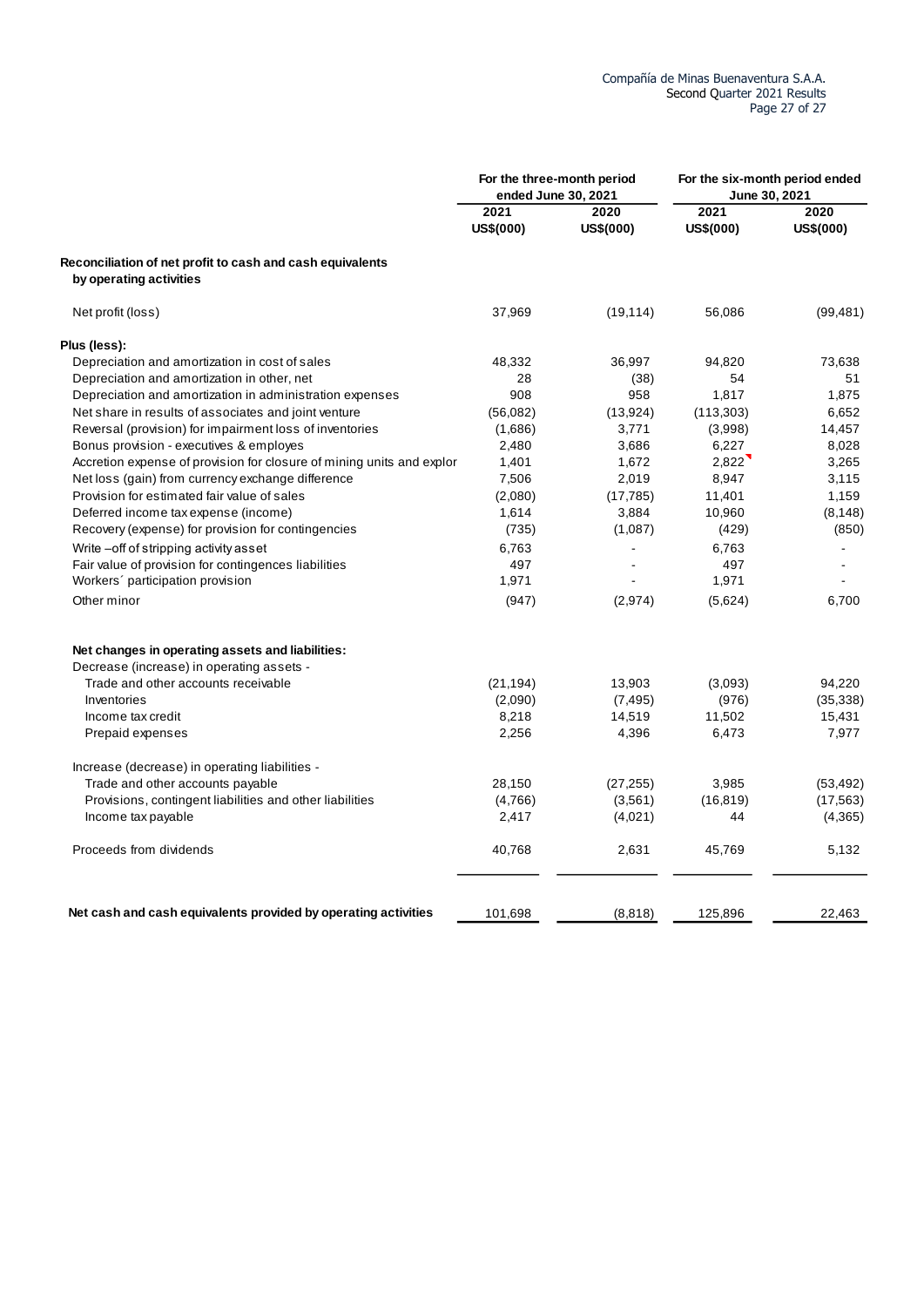| | For the three-month period ended June 30, 2021 | | For the six-month period ended June 30, 2021 | |
|---|---|---|---|---|
| | 2021 US$(000) | 2020 US$(000) | 2021 US$(000) | 2020 US$(000) |
| **Reconciliation of net profit to cash and cash equivalents by operating activities** | | | | |
| Net profit (loss) | 37,969 | (19,114) | 56,086 | (99,481) |
| **Plus (less):** | | | | |
| Depreciation and amortization in cost of sales | 48,332 | 36,997 | 94,820 | 73,638 |
| Depreciation and amortization in other, net | 28 | (38) | 54 | 51 |
| Depreciation and amortization in administration expenses | 908 | 958 | 1,817 | 1,875 |
| Net share in results of associates and joint venture | (56,082) | (13,924) | (113,303) | 6,652 |
| Reversal (provision) for impairment loss of inventories | (1,686) | 3,771 | (3,998) | 14,457 |
| Bonus provision - executives & employes | 2,480 | 3,686 | 6,227 | 8,028 |
| Accretion expense of provision for closure of mining units and explor | 1,401 | 1,672 | 2,822 | 3,265 |
| Net loss (gain) from currency exchange difference | 7,506 | 2,019 | 8,947 | 3,115 |
| Provision for estimated fair value of sales | (2,080) | (17,785) | 11,401 | 1,159 |
| Deferred income tax expense (income) | 1,614 | 3,884 | 10,960 | (8,148) |
| Recovery (expense) for provision for contingencies | (735) | (1,087) | (429) | (850) |
| Write –off of stripping activity asset | 6,763 | - | 6,763 | - |
| Fair value of provision for contingences liabilities | 497 | - | 497 | - |
| Workers´ participation provision | 1,971 | - | 1,971 | - |
| Other minor | (947) | (2,974) | (5,624) | 6,700 |
| **Net changes in operating assets and liabilities:** | | | | |
| Decrease (increase) in operating assets - | | | | |
| Trade and other accounts receivable | (21,194) | 13,903 | (3,093) | 94,220 |
| Inventories | (2,090) | (7,495) | (976) | (35,338) |
| Income tax credit | 8,218 | 14,519 | 11,502 | 15,431 |
| Prepaid expenses | 2,256 | 4,396 | 6,473 | 7,977 |
| Increase (decrease) in operating liabilities - | | | | |
| Trade and other accounts payable | 28,150 | (27,255) | 3,985 | (53,492) |
| Provisions, contingent liabilities and other liabilities | (4,766) | (3,561) | (16,819) | (17,563) |
| Income tax payable | 2,417 | (4,021) | 44 | (4,365) |
| Proceeds from dividends | 40,768 | 2,631 | 45,769 | 5,132 |
| **Net cash and cash equivalents provided by operating activities** | 101,698 | (8,818) | 125,896 | 22,463 |